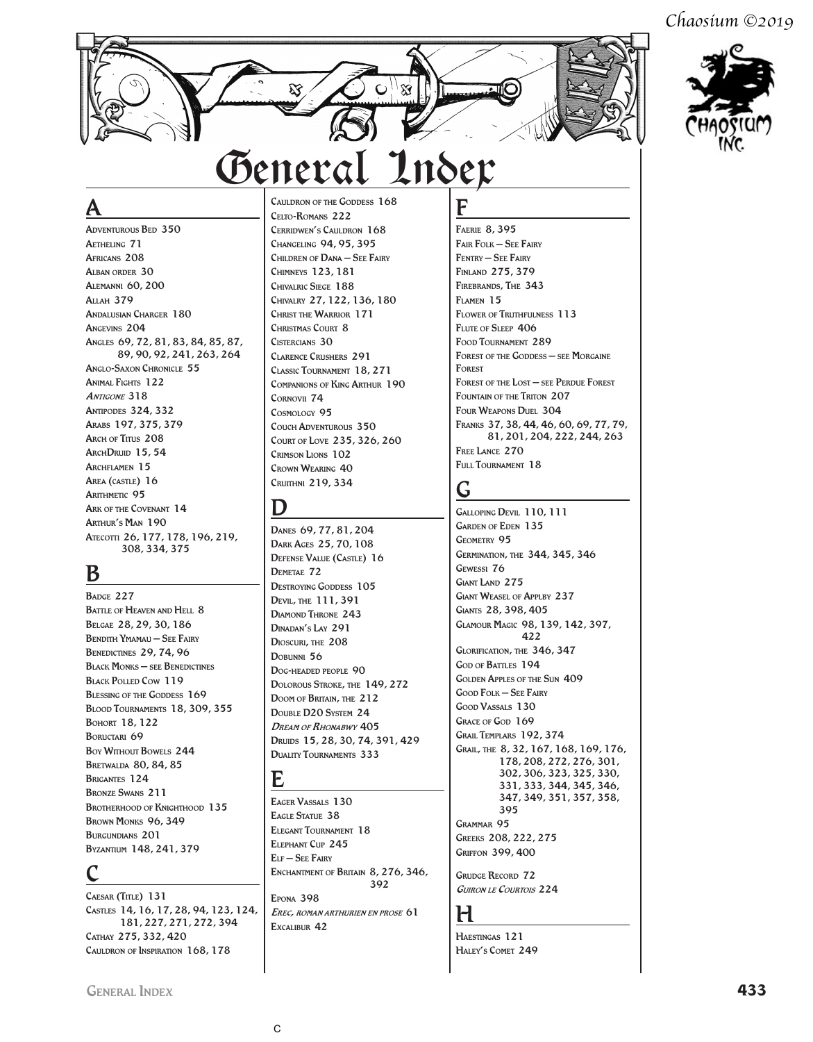# General Index

## A

Adventurous Bed 350
Aetheling 71
Africans 208
Alban order 30
Alemanni 60, 200
Allah 379
Andalusian Charger 180
Angevins 204
Angles 69, 72, 81, 83, 84, 85, 87, 89, 90, 92, 241, 263, 264
Anglo-Saxon Chronicle 55
Animal Fights 122
*Antigone* 318
Antipodes 324, 332
Arabs 197, 375, 379
Arch of Titus 208
ArchDruid 15, 54
Archflamen 15
Area (castle) 16
Arithmetic 95
Ark of the Covenant 14
Arthur's Man 190
Atecotti 26, 177, 178, 196, 219, 308, 334, 375

## B

Badge 227
Battle of Heaven and Hell 8
Belgae 28, 29, 30, 186
Bendith Ymamau — See Fairy
Benedictines 29, 74, 96
Black Monks — see Benedictines
Black Polled Cow 119
Blessing of the Goddess 169
Blood Tournaments 18, 309, 355
Bohort 18, 122
Boructari 69
Boy Without Bowels 244
Bretwalda 80, 84, 85
Brigantes 124
Bronze Swans 211
Brotherhood of Knighthood 135
Brown Monks 96, 349
Burgundians 201
Byzantium 148, 241, 379

## C

Caesar (Title) 131
Castles 14, 16, 17, 28, 94, 123, 124, 181, 227, 271, 272, 394
Cathay 275, 332, 420
Cauldron of Inspiration 168, 178
Cauldron of the Goddess 168
Celto-Romans 222
Cerridwen's Cauldron 168
Changeling 94, 95, 395
Children of Dana — See Fairy
Chimneys 123, 181
Chivalric Siege 188
Chivalry 27, 122, 136, 180
Christ the Warrior 171
Christmas Court 8
Cistercians 30
Clarence Crushers 291
Classic Tournament 18, 271
Companions of King Arthur 190
Cornovii 74
Cosmology 95
Couch Adventurous 350
Court of Love 235, 326, 260
Crimson Lions 102
Crown Wearing 40
Cruithni 219, 334

## D

Danes 69, 77, 81, 204
Dark Ages 25, 70, 108
Defense Value (castle) 16
Demetae 72
Destroying Goddess 105
Devil, the 111, 391
Diamond Throne 243
Dinadan's Lay 291
Dioscuri, the 208
Dobunni 56
Dog-headed people 90
Dolorous Stroke, the 149, 272
Doom of Britain, the 212
Double D20 System 24
*Dream of Rhonabwy* 405
Druids 15, 28, 30, 74, 391, 429
Duality Tournaments 333

## E

Eager Vassals 130
Eagle Statue 38
Elegant Tournament 18
Elephant Cup 245
Elf — See Fairy
Enchantment of Britain 8, 276, 346, 392
Epona 398
*Erec, roman arthurien en prose* 61
Excalibur 42

## F

Faerie 8, 395
Fair Folk — See Fairy
Fentry — See Fairy
Finland 275, 379
Firebrands, The 343
Flamen 15
Flower of Truthfulness 113
Flute of Sleep 406
Food Tournament 289
Forest of the Goddess — see Morgaine Forest
Forest of the Lost — see Perdue Forest
Fountain of the Triton 207
Four Weapons Duel 304
Franks 37, 38, 44, 46, 60, 69, 77, 79, 81, 201, 204, 222, 244, 263
Free Lance 270
Full Tournament 18

## G

Galloping Devil 110, 111
Garden of Eden 135
Geometry 95
Germination, the 344, 345, 346
Gewessi 76
Giant Land 275
Giant Weasel of Applby 237
Giants 28, 398, 405
Glamour Magic 98, 139, 142, 397, 422
Glorification, the 346, 347
God of Battles 194
Golden Apples of the Sun 409
Good Folk — See Fairy
Good Vassals 130
Grace of God 169
Grail Templars 192, 374
Grail, the 8, 32, 167, 168, 169, 176, 178, 208, 272, 276, 301, 302, 306, 323, 325, 330, 331, 333, 344, 345, 346, 347, 349, 351, 357, 358, 395
Grammar 95
Greeks 208, 222, 275
Griffon 399, 400

Grudge Record 72
*Guiron le Courtois* 224

## H

Haestingas 121
Haley's Comet 249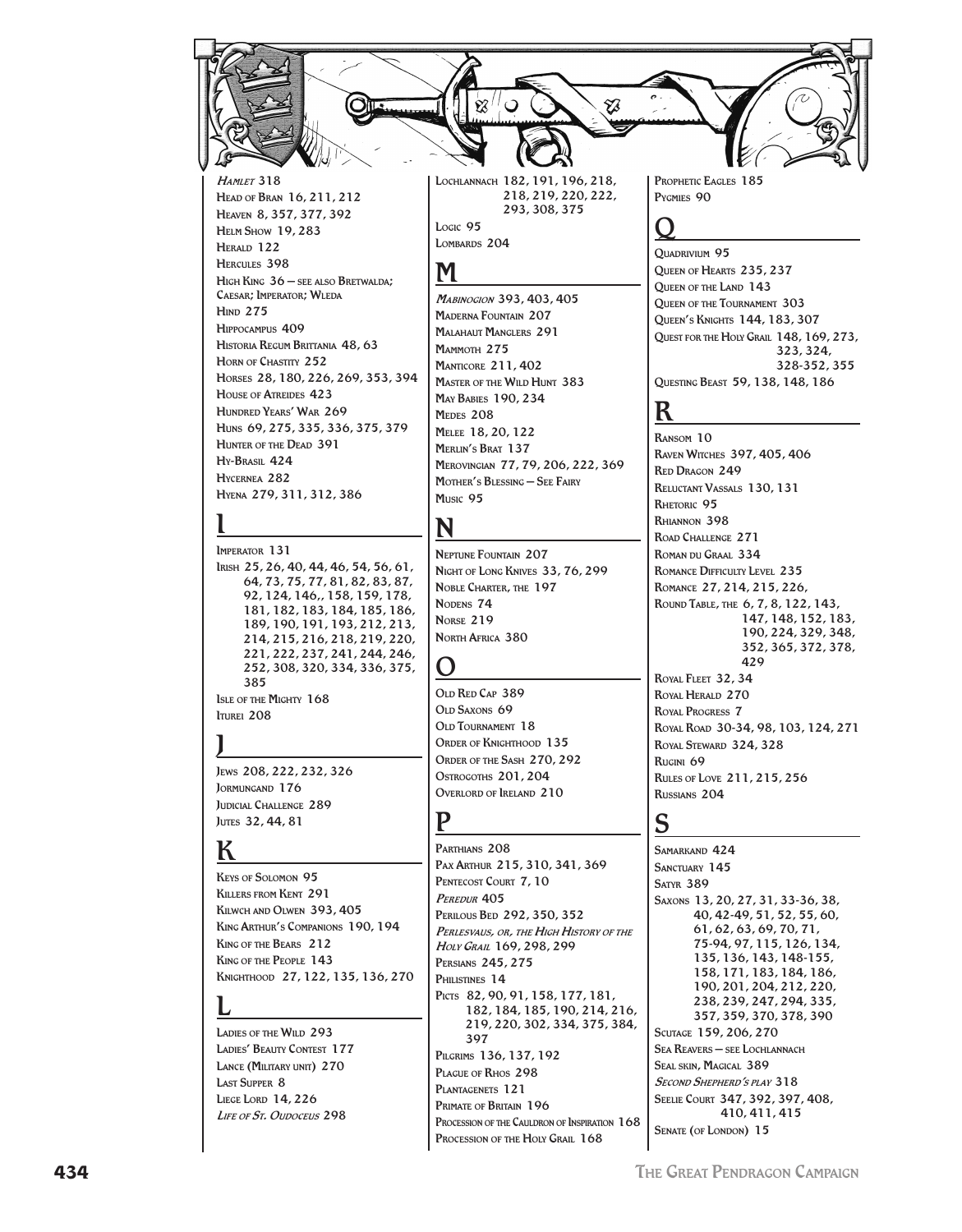*Hamlet* 318
Head of Bran 16, 211, 212
Heaven 8, 357, 377, 392
Helm Show 19, 283
Herald 122
Hercules 398
High King 36 – see also Bretwalda; Caesar; Imperator; Wleda
Hind 275
Hippocampus 409
Historia Regum Brittania 48, 63
Horn of Chastity 252
Horses 28, 180, 226, 269, 353, 394
House of Atreides 423
Hundred Years' War 269
Huns 69, 275, 335, 336, 375, 379
Hunter of the Dead 391
Hy-Brasil 424
Hycernea 282
Hyena 279, 311, 312, 386

## I

Imperator 131
Irish 25, 26, 40, 44, 46, 54, 56, 61, 64, 73, 75, 77, 81, 82, 83, 87, 92, 124, 146,, 158, 159, 178, 181, 182, 183, 184, 185, 186, 189, 190, 191, 193, 212, 213, 214, 215, 216, 218, 219, 220, 221, 222, 237, 241, 244, 246, 252, 308, 320, 334, 336, 375, 385
Isle of the Mighty 168
Iturei 208

## J

Jews 208, 222, 232, 326
Jormungand 176
Judicial Challenge 289
Jutes 32, 44, 81

## K

Keys of Solomon 95
Killers from Kent 291
Kilwch and Olwen 393, 405
King Arthur's Companions 190, 194
King of the Bears 212
King of the People 143
Knighthood 27, 122, 135, 136, 270

## L

Ladies of the Wild 293
Ladies' Beauty Contest 177
Lance (Military unit) 270
Last Supper 8
Liege Lord 14, 226
*Life of St. Oudoceus* 298
Lochlannach 182, 191, 196, 218, 218, 219, 220, 222, 293, 308, 375
Logic 95
Lombards 204

## M

*Mabinogion* 393, 403, 405
Maderna Fountain 207
Malahaut Manglers 291
Mammoth 275
Manticore 211, 402
Master of the Wild Hunt 383
May Babies 190, 234
Medes 208
Melee 18, 20, 122
Merlin's Brat 137
Merovingian 77, 79, 206, 222, 369
Mother's Blessing – See Fairy
Music 95

## N

Neptune Fountain 207
Night of Long Knives 33, 76, 299
Noble Charter, the 197
Nodens 74
Norse 219
North Africa 380

## O

Old Red Cap 389
Old Saxons 69
Old Tournament 18
Order of Knighthood 135
Order of the Sash 270, 292
Ostrogoths 201, 204
Overlord of Ireland 210

## P

Parthians 208
Pax Arthur 215, 310, 341, 369
Pentecost Court 7, 10
*Peredur* 405
Perilous Bed 292, 350, 352
*Perlesvaus, or, the High History of the Holy Grail* 169, 298, 299
Persians 245, 275
Philistines 14
Picts 82, 90, 91, 158, 177, 181, 182, 184, 185, 190, 214, 216, 219, 220, 302, 334, 375, 384, 397
Pilgrims 136, 137, 192
Plague of Rhos 298
Plantagenets 121
Primate of Britain 196
Procession of the Cauldron of Inspiration 168
Procession of the Holy Grail 168
Prophetic Eagles 185
Pygmies 90

## Q

Quadrivium 95
Queen of Hearts 235, 237
Queen of the Land 143
Queen of the Tournament 303
Queen's Knights 144, 183, 307
Quest for the Holy Grail 148, 169, 273, 323, 324, 328-352, 355
Questing Beast 59, 138, 148, 186

## R

Ransom 10
Raven Witches 397, 405, 406
Red Dragon 249
Reluctant Vassals 130, 131
Rhetoric 95
Rhiannon 398
Road Challenge 271
Roman du Graal 334
Romance Difficulty Level 235
Romance 27, 214, 215, 226,
Round Table, the 6, 7, 8, 122, 143, 147, 148, 152, 183, 190, 224, 329, 348, 352, 365, 372, 378, 429
Royal Fleet 32, 34
Royal Herald 270
Royal Progress 7
Royal Road 30-34, 98, 103, 124, 271
Royal Steward 324, 328
Rugini 69
Rules of Love 211, 215, 256
Russians 204

## S

Samarkand 424
Sanctuary 145
Satyr 389
Saxons 13, 20, 27, 31, 33-36, 38, 40, 42-49, 51, 52, 55, 60, 61, 62, 63, 69, 70, 71, 75-94, 97, 115, 126, 134, 135, 136, 143, 148-155, 158, 171, 183, 184, 186, 190, 201, 204, 212, 220, 238, 239, 247, 294, 335, 357, 359, 370, 378, 390
Scutage 159, 206, 270
Sea Reavers – see Lochlannach
Seal skin, Magical 389
*Second Shepherd's play* 318
Seelie Court 347, 392, 397, 408, 410, 411, 415
Senate (of London) 15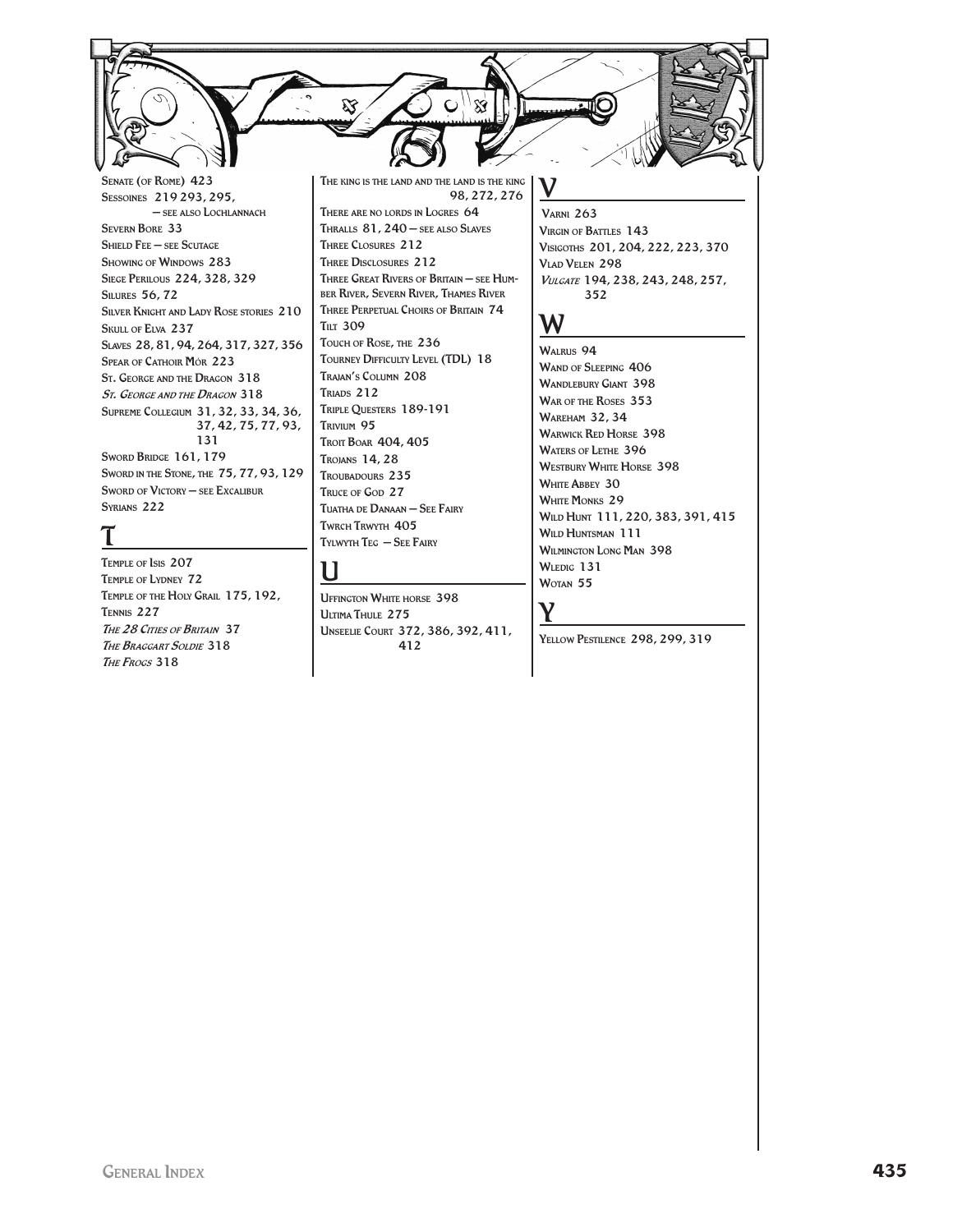Senate (of Rome) 423
Sessoines 219 293, 295,
— see also Lochlannach
Severn Bore 33
Shield Fee — see Scutage
Showing of Windows 283
Siege Perilous 224, 328, 329
Silures 56, 72
Silver Knight and Lady Rose stories 210
Skull of Elva 237
Slaves 28, 81, 94, 264, 317, 327, 356
Spear of Cathoir Mór 223
St. George and the Dragon 318
*St. George and the Dragon* 318
Supreme Collegium 31, 32, 33, 34, 36, 37, 42, 75, 77, 93, 131
Sword Bridge 161, 179
Sword in the Stone, the 75, 77, 93, 129
Sword of Victory — see Excalibur
Syrians 222

## T

Temple of Isis 207
Temple of Lydney 72
Temple of the Holy Grail 175, 192,
Tennis 227
*The 28 Cities of Britain* 37
*The Braggart Soldie* 318
*The Frogs* 318
The king is the land and the land is the king 98, 272, 276
There are no lords in Logres 64
Thralls 81, 240 — see also Slaves
Three Closures 212
Three Disclosures 212
Three Great Rivers of Britain — see Humber River, Severn River, Thames River
Three Perpetual Choirs of Britain 74
Tilt 309
Touch of Rose, the 236
Tourney Difficulty Level (TDL) 18
Trajan's Column 208
Triads 212
Triple Questers 189-191
Trivium 95
Troit Boar 404, 405
Trojans 14, 28
Troubadours 235
Truce of God 27
Tuatha de Danaan — See Fairy
Twrch Trwyth 405
Tylwyth Teg — See Fairy

## U

Uffington White horse 398
Ultima Thule 275
Unseelie Court 372, 386, 392, 411, 412

## V

Varni 263
Virgin of Battles 143
Visigoths 201, 204, 222, 223, 370
Vlad Velen 298
*Vulgate* 194, 238, 243, 248, 257, 352

## W

Walrus 94
Wand of Sleeping 406
Wandlebury Giant 398
War of the Roses 353
Wareham 32, 34
Warwick Red Horse 398
Waters of Lethe 396
Westbury White Horse 398
White Abbey 30
White Monks 29
Wild Hunt 111, 220, 383, 391, 415
Wild Huntsman 111
Wilmington Long Man 398
Wledig 131
Wotan 55

## Y

Yellow Pestilence 298, 299, 319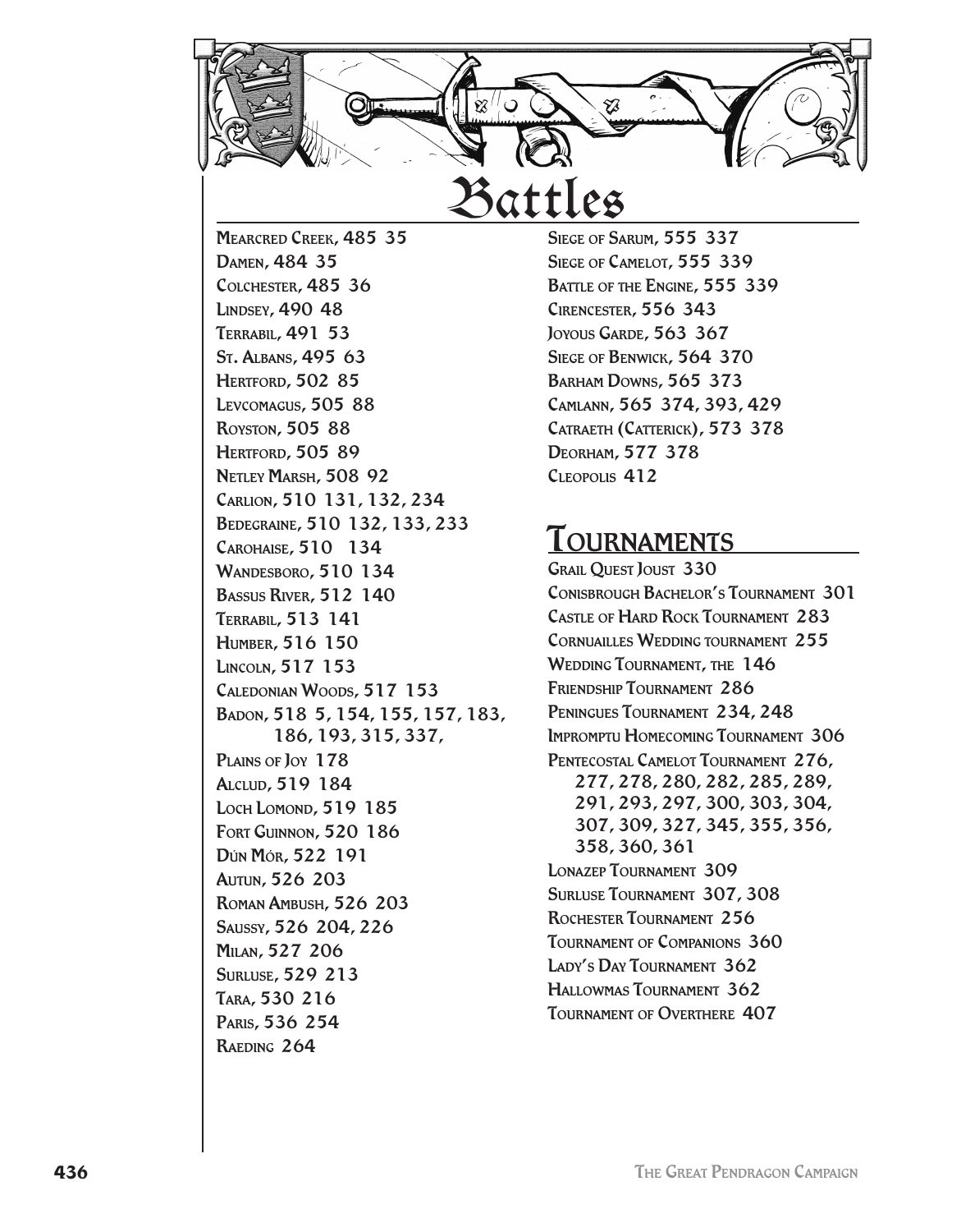# Battles

Mearcred Creek, 485 35
Damen, 484 35
Colchester, 485 36
Lindsey, 490 48
Terrabil, 491 53
St. Albans, 495 63
Hertford, 502 85
Levcomagus, 505 88
Royston, 505 88
Hertford, 505 89
Netley Marsh, 508 92
Carlion, 510 131, 132, 234
Bedegraine, 510 132, 133, 233
Carohaise, 510 134
Wandesboro, 510 134
Bassus River, 512 140
Terrabil, 513 141
Humber, 516 150
Lincoln, 517 153
Caledonian Woods, 517 153
Badon, 518 5, 154, 155, 157, 183, 186, 193, 315, 337,
Plains of Joy 178
Alclud, 519 184
Loch Lomond, 519 185
Fort Guinnon, 520 186
Dún Mór, 522 191
Autun, 526 203
Roman Ambush, 526 203
Saussy, 526 204, 226
Milan, 527 206
Surluse, 529 213
Tara, 530 216
Paris, 536 254
Raeding 264
Siege of Sarum, 555 337
Siege of Camelot, 555 339
Battle of the Engine, 555 339
Cirencester, 556 343
Joyous Garde, 563 367
Siege of Benwick, 564 370
Barham Downs, 565 373
Camlann, 565 374, 393, 429
Catraeth (Catterick), 573 378
Deorham, 577 378
Cleopolis 412

## Tournaments

Grail Quest Joust 330
Conisbrough Bachelor's Tournament 301
Castle of Hard Rock Tournament 283
Cornuailles Wedding tournament 255
Wedding Tournament, the 146
Friendship Tournament 286
Peningues Tournament 234, 248
Impromptu Homecoming Tournament 306
Pentecostal Camelot Tournament 276, 277, 278, 280, 282, 285, 289, 291, 293, 297, 300, 303, 304, 307, 309, 327, 345, 355, 356, 358, 360, 361
Lonazep Tournament 309
Surluse Tournament 307, 308
Rochester Tournament 256
Tournament of Companions 360
Lady's Day Tournament 362
Hallowmas Tournament 362
Tournament of Overthere 407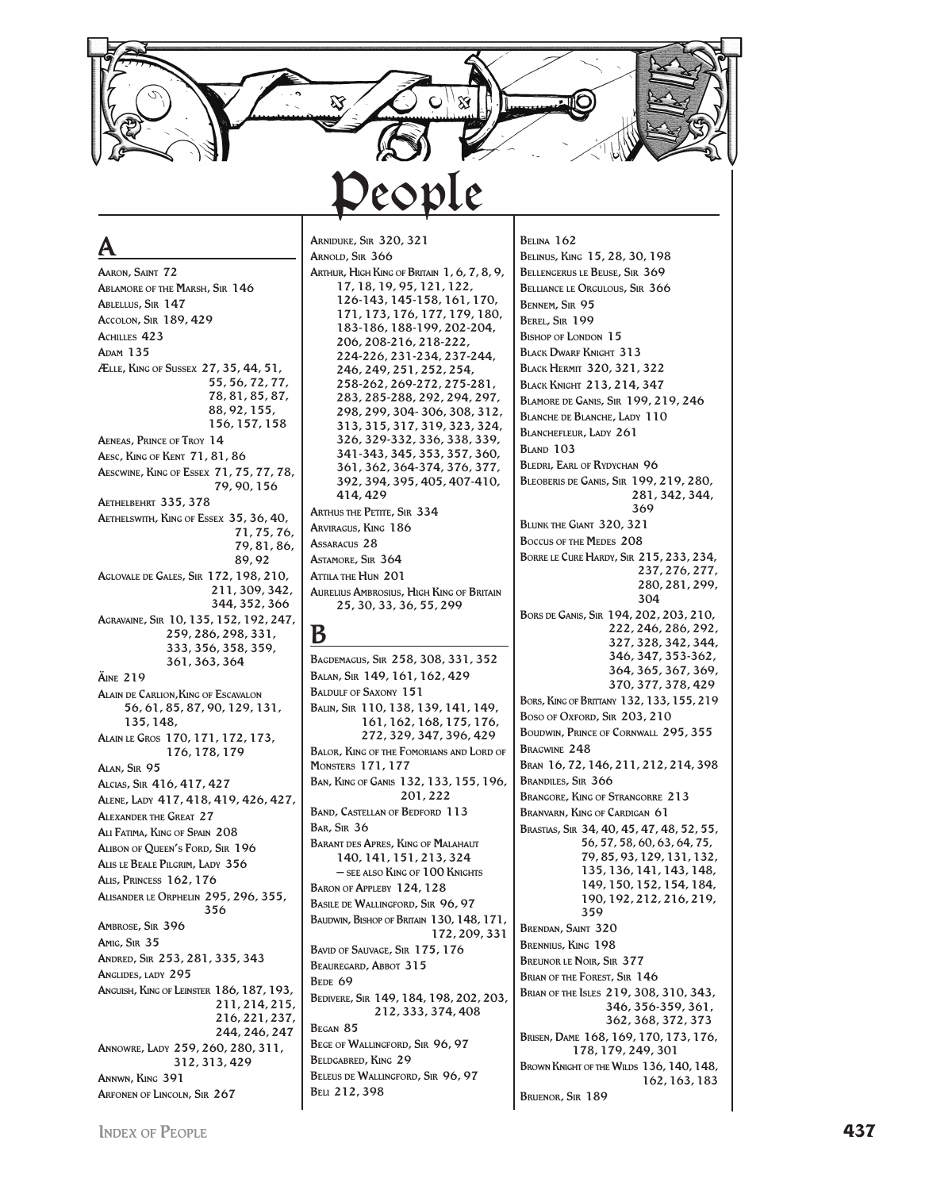# People

## A

Aaron, Saint 72
Ablamore of the Marsh, Sir 146
Ablellus, Sir 147
Accolon, Sir 189, 429
Achilles 423
Adam 135
Ælle, King of Sussex 27, 35, 44, 51, 55, 56, 72, 77, 78, 81, 85, 87, 88, 92, 155, 156, 157, 158
Aeneas, Prince of Troy 14
Aesc, King of Kent 71, 81, 86
Aescwine, King of Essex 71, 75, 77, 78, 79, 90, 156
Aethelbehrt 335, 378
Aethelswith, King of Essex 35, 36, 40, 71, 75, 76, 79, 81, 86, 89, 92
Aglovale de Gales, Sir 172, 198, 210, 211, 309, 342, 344, 352, 366
Agravaine, Sir 10, 135, 152, 192, 247, 259, 286, 298, 331, 333, 356, 358, 359, 361, 363, 364
Äine 219
Alain de Carlion, King of Escavalon 56, 61, 85, 87, 90, 129, 131, 135, 148,
Alain le Gros 170, 171, 172, 173, 176, 178, 179
Alan, Sir 95
Alcias, Sir 416, 417, 427
Alene, Lady 417, 418, 419, 426, 427,
Alexander the Great 27
Ali Fatima, King of Spain 208
Alibon of Queen's Ford, Sir 196
Alis le Beale Pilgrim, Lady 356
Alis, Princess 162, 176
Alisander le Orphelin 295, 296, 355, 356
Ambrose, Sir 396
Amig, Sir 35
Andred, Sir 253, 281, 335, 343
Anglides, lady 295
Anguish, King of Leinster 186, 187, 193, 211, 214, 215, 216, 221, 237, 244, 246, 247
Annowre, Lady 259, 260, 280, 311, 312, 313, 429
Annwn, King 391
Arfonen of Lincoln, Sir 267
Arniduke, Sir 320, 321
Arnold, Sir 366
Arthur, High King of Britain 1, 6, 7, 8, 9, 17, 18, 19, 95, 121, 122, 126-143, 145-158, 161, 170, 171, 173, 176, 177, 179, 180, 183-186, 188-199, 202-204, 206, 208-216, 218-222, 224-226, 231-234, 237-244, 246, 249, 251, 252, 254, 258-262, 269-272, 275-281, 283, 285-288, 292, 294, 297, 298, 299, 304- 306, 308, 312, 313, 315, 317, 319, 323, 324, 326, 329-332, 336, 338, 339, 341-343, 345, 353, 357, 360, 361, 362, 364-374, 376, 377, 392, 394, 395, 405, 407-410, 414, 429
Arthus the Petite, Sir 334
Arviragus, King 186
Assaracus 28
Astamore, Sir 364
Attila the Hun 201
Aurelius Ambrosius, High King of Britain 25, 30, 33, 36, 55, 299

## B

Bagdemagus, Sir 258, 308, 331, 352
Balan, Sir 149, 161, 162, 429
Baldulf of Saxony 151
Balin, Sir 110, 138, 139, 141, 149, 161, 162, 168, 175, 176, 272, 329, 347, 396, 429
Balor, King of the Fomorians and Lord of Monsters 171, 177
Ban, King of Ganis 132, 133, 155, 196, 201, 222
Band, Castellan of Bedford 113
Bar, Sir 36
Barant des Apres, King of Malahaut 140, 141, 151, 213, 324
— see also King of 100 Knights
Baron of Appleby 124, 128
Basile de Wallingford, Sir 96, 97
Baudwin, Bishop of Britain 130, 148, 171, 172, 209, 331
Bavid of Sauvage, Sir 175, 176
Beauregard, Abbot 315
Bede 69
Bedivere, Sir 149, 184, 198, 202, 203, 212, 333, 374, 408
Began 85
Bege of Wallingford, Sir 96, 97
Beldgabred, King 29
Beleus de Wallingford, Sir 96, 97
Beli 212, 398
Belina 162
Belinus, King 15, 28, 30, 198
Bellengerus le Beuse, Sir 369
Belliance le Orgulous, Sir 366
Bennem, Sir 95
Berel, Sir 199
Bishop of London 15
Black Dwarf Knight 313
Black Hermit 320, 321, 322
Black Knight 213, 214, 347
Blamore de Ganis, Sir 199, 219, 246
Blanche de Blanche, Lady 110
Blanchefleur, Lady 261
Bland 103
Bledri, Earl of Rydychan 96
Bleoberis de Ganis, Sir 199, 219, 280, 281, 342, 344, 369
Blunk the Giant 320, 321
Boccus of the Medes 208
Borre le Cure Hardy, Sir 215, 233, 234, 237, 276, 277, 280, 281, 299, 304
Bors de Ganis, Sir 194, 202, 203, 210, 222, 246, 286, 292, 327, 328, 342, 344, 346, 347, 353-362, 364, 365, 367, 369, 370, 377, 378, 429
Bors, King of Brittany 132, 133, 155, 219
Boso of Oxford, Sir 203, 210
Boudwin, Prince of Cornwall 295, 355
Bragwine 248
Bran 16, 72, 146, 211, 212, 214, 398
Brandiles, Sir 366
Brangore, King of Strangorre 213
Branvarn, King of Cardigan 61
Brastias, Sir 34, 40, 45, 47, 48, 52, 55, 56, 57, 58, 60, 63, 64, 75, 79, 85, 93, 129, 131, 132, 135, 136, 141, 143, 148, 149, 150, 152, 154, 184, 190, 192, 212, 216, 219, 359
Brendan, Saint 320
Brennius, King 198
Breunor le Noir, Sir 377
Brian of the Forest, Sir 146
Brian of the Isles 219, 308, 310, 343, 346, 356-359, 361, 362, 368, 372, 373
Brisen, Dame 168, 169, 170, 173, 176, 178, 179, 249, 301
Brown Knight of the Wilds 136, 140, 148, 162, 163, 183
Bruenor, Sir 189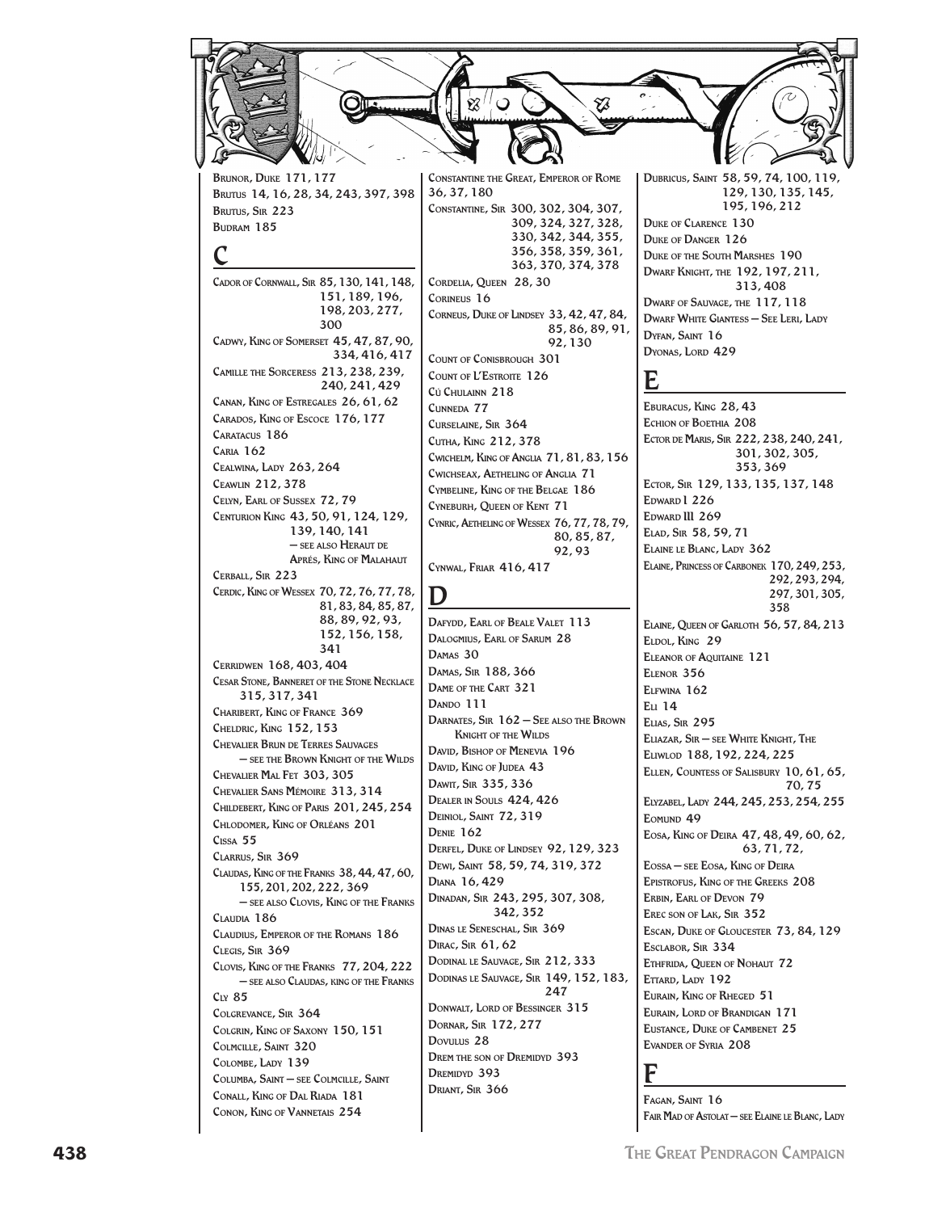Brunor, Duke 171, 177

Brutus 14, 16, 28, 34, 243, 397, 398

Brutus, Sir 223

Budram 185

## C

Cador of Cornwall, Sir 85, 130, 141, 148, 151, 189, 196, 198, 203, 277, 300

Cadwy, King of Somerset 45, 47, 87, 90, 334, 416, 417

Camille the Sorceress 213, 238, 239, 240, 241, 429

Canan, King of Estregales 26, 61, 62

Carados, King of Escoce 176, 177

Caratacus 186

Caria 162

Cealwina, Lady 263, 264

Ceawlin 212, 378

Celyn, Earl of Sussex 72, 79

Centurion King 43, 50, 91, 124, 129, 139, 140, 141 — see also Heraut de Après, King of Malahaut

Cerball, Sir 223

Cerdic, King of Wessex 70, 72, 76, 77, 78, 81, 83, 84, 85, 87, 88, 89, 92, 93, 152, 156, 158, 341

Cerridwen 168, 403, 404

Cesar Stone, Banneret of the Stone Necklace 315, 317, 341

Charibert, King of France 369

Cheldric, King 152, 153

Chevalier Brun de Terres Sauvages — see the Brown Knight of the Wilds

Chevalier Mal Fet 303, 305

Chevalier Sans Mémoire 313, 314

Childebert, King of Paris 201, 245, 254

Chlodomer, King of Orléans 201

Cissa 55

Clarrus, Sir 369

Claudas, King of the Franks 38, 44, 47, 60, 155, 201, 202, 222, 369 — see also Clovis, King of the Franks

Claudia 186

Claudius, Emperor of the Romans 186

Clegis, Sir 369

Clovis, King of the Franks 77, 204, 222 — see also Claudas, king of the Franks

Cly 85

Colgrevance, Sir 364

Colgrin, King of Saxony 150, 151

Colmcille, Saint 320

Colombe, Lady 139

Columba, Saint — see Colmcille, Saint

Conall, King of Dal Riada 181

Conon, King of Vannetais 254

Constantine the Great, Emperor of Rome 36, 37, 180

Constantine, Sir 300, 302, 304, 307, 309, 324, 327, 328, 330, 342, 344, 355, 356, 358, 359, 361, 363, 370, 374, 378

Cordelia, Queen 28, 30

Corineus 16

Corneus, Duke of Lindsey 33, 42, 47, 84, 85, 86, 89, 91, 92, 130

Count of Conisbrough 301

Count of L'Estroite 126

Cú Chulainn 218

Cunneda 77

Curselaine, Sir 364

Cutha, King 212, 378

Cwichelm, King of Anglia 71, 81, 83, 156

Cwichseax, Aetheling of Anglia 71

Cymbeline, King of the Belgae 186

Cyneburh, Queen of Kent 71

Cynric, Aetheling of Wessex 76, 77, 78, 79, 80, 85, 87, 92, 93

Cynwal, Friar 416, 417

## D

Dafydd, Earl of Beale Valet 113

Dalogmius, Earl of Sarum 28

Damas 30

Damas, Sir 188, 366

Dame of the Cart 321

Dando 111

Darnates, Sir 162 — See also the Brown Knight of the Wilds

David, Bishop of Menevia 196

David, King of Judea 43

Dawit, Sir 335, 336

Dealer in Souls 424, 426

Deiniol, Saint 72, 319

Denie 162

Derfel, Duke of Lindsey 92, 129, 323

Dewi, Saint 58, 59, 74, 319, 372

Diana 16, 429

Dinadan, Sir 243, 295, 307, 308, 342, 352

Dinas le Seneschal, Sir 369

Dirac, Sir 61, 62

Dodinal le Sauvage, Sir 212, 333

Dodinas le Sauvage, Sir 149, 152, 183, 247

Donwalt, Lord of Bessinger 315

Dornar, Sir 172, 277

Dovulus 28

Drem the son of Dremidyd 393

Dremidyd 393

Driant, Sir 366

Dubricus, Saint 58, 59, 74, 100, 119, 129, 130, 135, 145, 195, 196, 212

Duke of Clarence 130

Duke of Danger 126

Duke of the South Marshes 190

Dwarf Knight, the 192, 197, 211, 313, 408

Dwarf of Sauvage, the 117, 118

Dwarf White Giantess — See Leri, Lady

Dyfan, Saint 16

Dyonas, Lord 429

## E

Eburacus, King 28, 43

Echion of Boethia 208

Ector de Maris, Sir 222, 238, 240, 241, 301, 302, 305, 353, 369

Ector, Sir 129, 133, 135, 137, 148

Edward I 226

Edward III 269

Elad, Sir 58, 59, 71

Elaine le Blanc, Lady 362

Elaine, Princess of Carbonek 170, 249, 253, 292, 293, 294, 297, 301, 305, 358

Elaine, Queen of Garloth 56, 57, 84, 213

Eldol, King 29

Eleanor of Aquitaine 121

Elenor 356

Elfwina 162

Eli 14

Elias, Sir 295

Eliazar, Sir — see White Knight, The

Eliwlod 188, 192, 224, 225

Ellen, Countess of Salisbury 10, 61, 65, 70, 75

Elyzabel, Lady 244, 245, 253, 254, 255

Eomund 49

Eosa, King of Deira 47, 48, 49, 60, 62, 63, 71, 72,

Eossa — see Eosa, King of Deira

Epistrofus, King of the Greeks 208

Erbin, Earl of Devon 79

Erec son of Lak, Sir 352

Escan, Duke of Gloucester 73, 84, 129

Esclabor, Sir 334

Ethfrida, Queen of Nohaut 72

Ettard, Lady 192

Eurain, King of Rheged 51

Eurain, Lord of Brandigan 171

Eustance, Duke of Cambenet 25

Evander of Syria 208

## F

Fagan, Saint 16

Fair Mad of Astolat — see Elaine le Blanc, Lady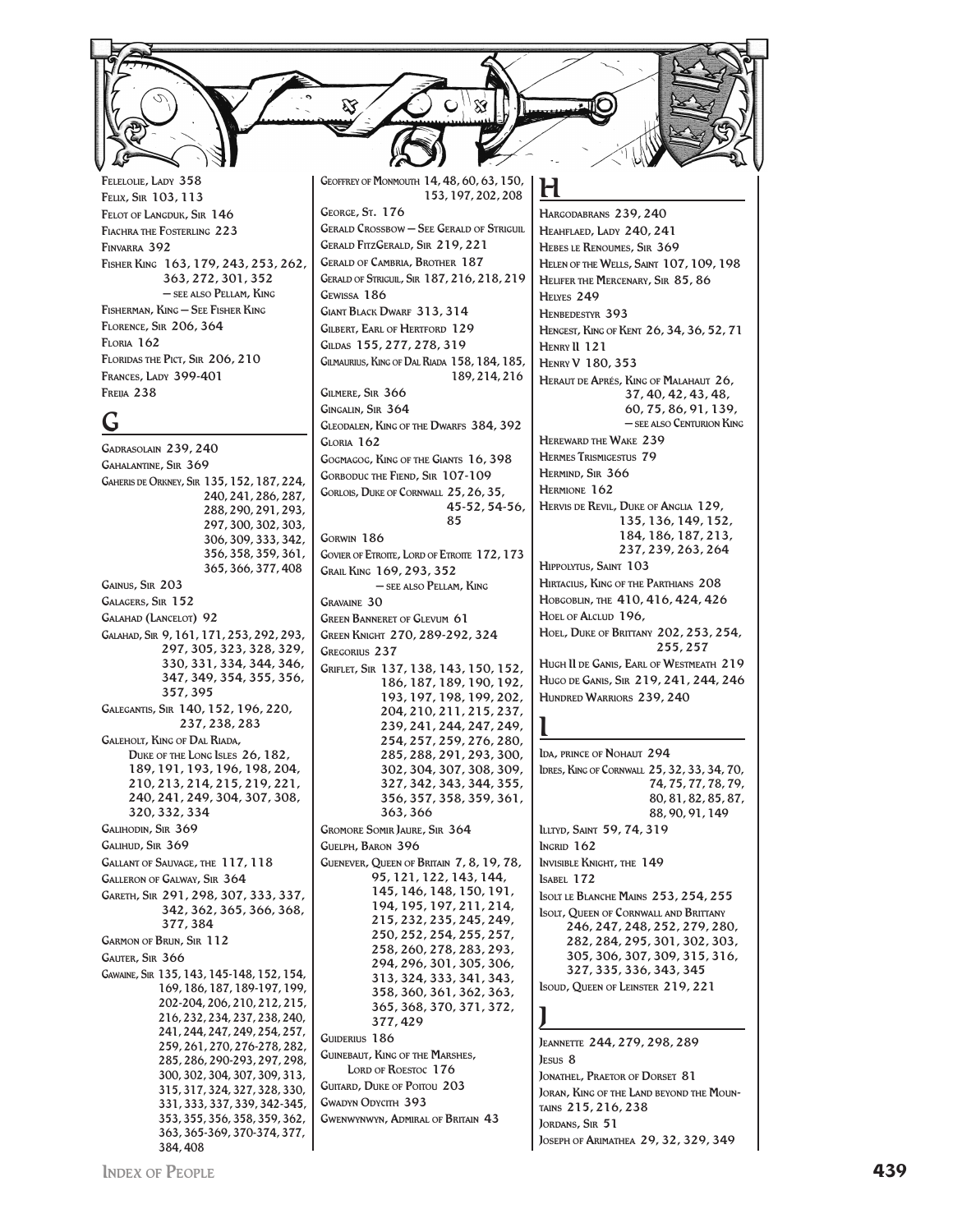Felelolie, Lady 358
Felix, Sir 103, 113
Felot of Langduk, Sir 146
Fiachra the Fosterling 223
Finvarra 392
Fisher King 163, 179, 243, 253, 262, 363, 272, 301, 352
— see also Pellam, King
Fisherman, King — See Fisher King
Florence, Sir 206, 364
Floria 162
Floridas the Pict, Sir 206, 210
Frances, Lady 399-401
Freija 238

## G

Gadrasolain 239, 240
Gahalantine, Sir 369
Gaheris de Orkney, Sir 135, 152, 187, 224, 240, 241, 286, 287, 288, 290, 291, 293, 297, 300, 302, 303, 306, 309, 333, 342, 356, 358, 359, 361, 365, 366, 377, 408
Gainus, Sir 203
Galagers, Sir 152
Galahad (Lancelot) 92
Galahad, Sir 9, 161, 171, 253, 292, 293, 297, 305, 323, 328, 329, 330, 331, 334, 344, 346, 347, 349, 354, 355, 356, 357, 395
Galegantis, Sir 140, 152, 196, 220, 237, 238, 283
Galeholt, King of Dal Riada, Duke of the Long Isles 26, 182, 189, 191, 193, 196, 198, 204, 210, 213, 214, 215, 219, 221, 240, 241, 249, 304, 307, 308, 320, 332, 334
Galihodin, Sir 369
Galihud, Sir 369
Gallant of Sauvage, the 117, 118
Galleron of Galway, Sir 364
Gareth, Sir 291, 298, 307, 333, 337, 342, 362, 365, 366, 368, 377, 384
Garmon of Brun, Sir 112
Gauter, Sir 366
Gawaine, Sir 135, 143, 145-148, 152, 154, 169, 186, 187, 189-197, 199, 202-204, 206, 210, 212, 215, 216, 232, 234, 237, 238, 240, 241, 244, 247, 249, 254, 257, 259, 261, 270, 276-278, 282, 285, 286, 290-293, 297, 298, 300, 302, 304, 307, 309, 313, 315, 317, 324, 327, 328, 330, 331, 333, 337, 339, 342-345, 353, 355, 356, 358, 359, 362, 363, 365-369, 370-374, 377, 384, 408
Geoffrey of Monmouth 14, 48, 60, 63, 150, 153, 197, 202, 208
George, St. 176
Gerald Crossbow — See Gerald of Striguil
Gerald FitzGerald, Sir 219, 221
Gerald of Cambria, Brother 187
Gerald of Striguil, Sir 187, 216, 218, 219
Gewissa 186
Giant Black Dwarf 313, 314
Gilbert, Earl of Hertford 129
Gildas 155, 277, 278, 319
Gilmaurius, King of Dal Riada 158, 184, 185, 189, 214, 216
Gilmere, Sir 366
Gingalin, Sir 364
Gleodalen, King of the Dwarfs 384, 392
Gloria 162
Gogmagog, King of the Giants 16, 398
Gorboduc the Fiend, Sir 107-109
Gorlois, Duke of Cornwall 25, 26, 35, 45-52, 54-56, 85
Gorwin 186
Govier of Etroite, Lord of Etroite 172, 173
Grail King 169, 293, 352
— see also Pellam, King
Gravaine 30
Green Banneret of Glevum 61
Green Knight 270, 289-292, 324
Gregorius 237
Griflet, Sir 137, 138, 143, 150, 152, 186, 187, 189, 190, 192, 193, 197, 198, 199, 202, 204, 210, 211, 215, 237, 239, 241, 244, 247, 249, 254, 257, 259, 276, 280, 285, 288, 291, 293, 300, 302, 304, 307, 308, 309, 327, 342, 343, 344, 355, 356, 357, 358, 359, 361, 363, 366
Gromore Somir Jaure, Sir 364
Guelph, Baron 396
Guenever, Queen of Britain 7, 8, 19, 78, 95, 121, 122, 143, 144, 145, 146, 148, 150, 191, 194, 195, 197, 211, 214, 215, 232, 235, 245, 249, 250, 252, 254, 255, 257, 258, 260, 278, 283, 293, 294, 296, 301, 305, 306, 313, 324, 333, 341, 343, 358, 360, 361, 362, 363, 365, 368, 370, 371, 372, 377, 429
Guiderius 186
Guinebaut, King of the Marshes, Lord of Roestoc 176
Guitard, Duke of Poitou 203
Gwadyn Odyc­ith 393
Gwenwynwyn, Admiral of Britain 43

## H

Hargodabrans 239, 240
Heahflaed, Lady 240, 241
Hebes le Renoumes, Sir 369
Helen of the Wells, Saint 107, 109, 198
Helifer the Mercenary, Sir 85, 86
Helyes 249
Henbedestyr 393
Hengest, King of Kent 26, 34, 36, 52, 71
Henry II 121
Henry V 180, 353
Heraut de Aprés, King of Malahaut 26, 37, 40, 42, 43, 48, 60, 75, 86, 91, 139,
— see also Centurion King
Hereward the Wake 239
Hermes Trismigestus 79
Hermind, Sir 366
Hermione 162
Hervis de Revil, Duke of Anglia 129, 135, 136, 149, 152, 184, 186, 187, 213, 237, 239, 263, 264
Hippolytus, Saint 103
Hirtacius, King of the Parthians 208
Hobgoblin, the 410, 416, 424, 426
Hoel of Alclud 196,
Hoel, Duke of Brittany 202, 253, 254, 255, 257
Hugh II de Ganis, Earl of Westmeath 219
Hugo de Ganis, Sir 219, 241, 244, 246
Hundred Warriors 239, 240

## I

Ida, prince of Nohaut 294
Idres, King of Cornwall 25, 32, 33, 34, 70, 74, 75, 77, 78, 79, 80, 81, 82, 85, 87, 88, 90, 91, 149
Illtyd, Saint 59, 74, 319
Ingrid 162
Invisible Knight, the 149
Isabel 172
Isolt le Blanche Mains 253, 254, 255
Isolt, Queen of Cornwall and Brittany 246, 247, 248, 252, 279, 280, 282, 284, 295, 301, 302, 303, 305, 306, 307, 309, 315, 316, 327, 335, 336, 343, 345
Isoud, Queen of Leinster 219, 221

## J

Jeannette 244, 279, 298, 289
Jesus 8
Jonathel, Praetor of Dorset 81
Joran, King of the Land beyond the Mountains 215, 216, 238
Jordans, Sir 51
Joseph of Arimathea 29, 32, 329, 349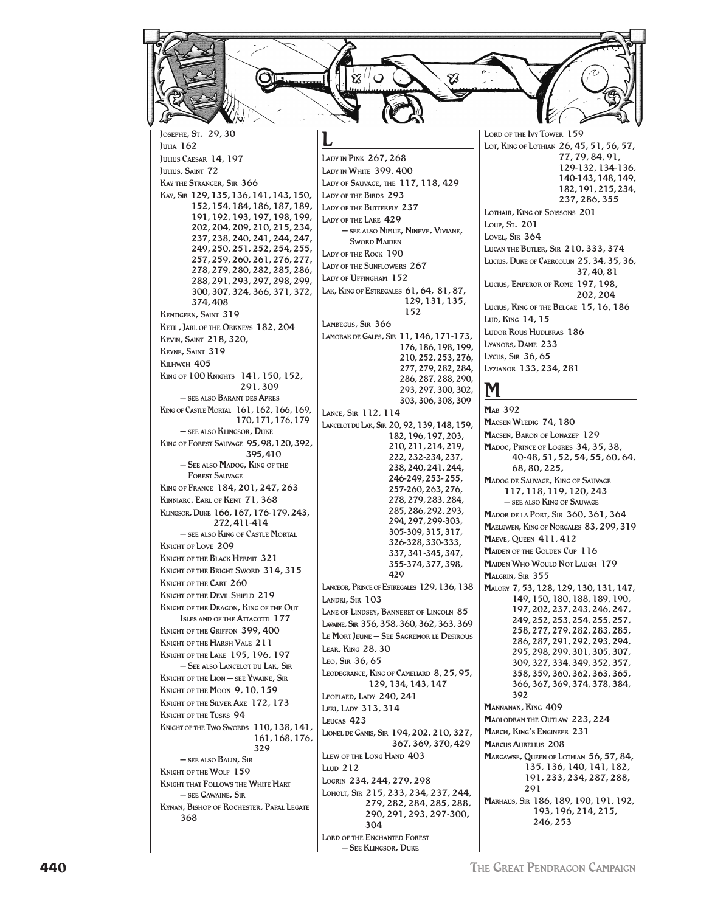Josephe, St. 29, 30
Julia 162
Julius Caesar 14, 197
Julius, Saint 72
Kay the Stranger, Sir 366
Kay, Sir 129, 135, 136, 141, 143, 150, 152, 154, 184, 186, 187, 189, 191, 192, 193, 197, 198, 199, 202, 204, 209, 210, 215, 234, 237, 238, 240, 241, 244, 247, 249, 250, 251, 252, 254, 255, 257, 259, 260, 261, 276, 277, 278, 279, 280, 282, 285, 286, 288, 291, 293, 297, 298, 299, 300, 307, 324, 366, 371, 372, 374, 408
Kentigern, Saint 319
Ketil, Jarl of the Orkneys 182, 204
Kevin, Saint 218, 320,
Keyne, Saint 319
Kilhwch 405
King of 100 Knights 141, 150, 152, 291, 309
— see also Barant des Apres
King of Castle Mortal 161, 162, 166, 169, 170, 171, 176, 179
— see also Klingsor, Duke
King of Forest Sauvage 95, 98, 120, 392, 395, 410
— See also Madog, King of the Forest Sauvage
King of France 184, 201, 247, 263
Kinniarc. Earl of Kent 71, 368
Klingsor, Duke 166, 167, 176-179, 243, 272, 411-414
— see also King of Castle Mortal
Knight of Love 209
Knight of the Black Hermit 321
Knight of the Bright Sword 314, 315
Knight of the Cart 260
Knight of the Devil Shield 219
Knight of the Dragon, King of the Out Isles and of the Attacotti 177
Knight of the Griffon 399, 400
Knight of the Harsh Vale 211
Knight of the Lake 195, 196, 197
— See also Lancelot du Lak, Sir
Knight of the Lion — see Ywaine, Sir
Knight of the Moon 9, 10, 159
Knight of the Silver Axe 172, 173
Knight of the Tusks 94
Knight of the Two Swords 110, 138, 141, 161, 168, 176, 329
— see also Balin, Sir
Knight of the Wolf 159
Knight that Follows the White Hart
— see Gawaine, Sir
Kynan, Bishop of Rochester, Papal Legate 368

## L

Lady in Pink 267, 268
Lady in White 399, 400
Lady of Sauvage, the 117, 118, 429
Lady of the Birds 293
Lady of the Butterfly 237
Lady of the Lake 429
— see also Nimue, Nineve, Viviane, Sword Maiden
Lady of the Rock 190
Lady of the Sunflowers 267
Lady of Uffingham 152
Lak, King of Estregales 61, 64, 81, 87, 129, 131, 135, 152
Lambegus, Sir 366
Lamorak de Gales, Sir 11, 146, 171-173, 176, 186, 198, 199, 210, 252, 253, 276, 277, 279, 282, 284, 286, 287, 288, 290, 293, 297, 300, 302, 303, 306, 308, 309
Lance, Sir 112, 114
Lancelot du Lak, Sir 20, 92, 139, 148, 159, 182, 196, 197, 203, 210, 211, 214, 219, 222, 232-234, 237, 238, 240, 241, 244, 246-249, 253-255, 257-260, 263, 276, 278, 279, 283, 284, 285, 286, 292, 293, 294, 297, 299-303, 305-309, 315, 317, 326-328, 330-333, 337, 341-345, 347, 355-374, 377, 398, 429
Lanceor, Prince of Estregales 129, 136, 138
Landri, Sir 103
Lane of Lindsey, Banneret of Lincoln 85
Lavaine, Sir 356, 358, 360, 362, 363, 369
Le Mort Jeune — See Sagremor le Desirous
Lear, King 28, 30
Leo, Sir 36, 65
Leodegrance, King of Cameliard 8, 25, 95, 129, 134, 143, 147
Leoflaed, Lady 240, 241
Leri, Lady 313, 314
Leucas 423
Lionel de Ganis, Sir 194, 202, 210, 327, 367, 369, 370, 429
Llew of the Long Hand 403
Llud 212
Logrin 234, 244, 279, 298
Loholt, Sir 215, 233, 234, 237, 244, 279, 282, 284, 285, 288, 290, 291, 293, 297-300, 304
Lord of the Enchanted Forest
— See Klingsor, Duke
Lord of the Ivy Tower 159
Lot, King of Lothian 26, 45, 51, 56, 57, 77, 79, 84, 91, 129-132, 134-136, 140-143, 148, 149, 182, 191, 215, 234, 237, 286, 355
Lothair, King of Soissons 201
Loup, St. 201
Lovel, Sir 364
Lucan the Butler, Sir 210, 333, 374
Lucius, Duke of Caercolun 25, 34, 35, 36, 37, 40, 81
Lucius, Emperor of Rome 197, 198, 202, 204
Lucius, King of the Belgae 15, 16, 186
Lud, King 14, 15
Ludor Rous Hudlbras 186
Lyanors, Dame 233
Lycus, Sir 36, 65
Lyzianor 133, 234, 281

## M

Mab 392
Macsen Wledig 74, 180
Macsen, Baron of Lonazep 129
Madoc, Prince of Logres 34, 35, 38, 40-48, 51, 52, 54, 55, 60, 64, 68, 80, 225,
Madog de Sauvage, King of Sauvage 117, 118, 119, 120, 243
— see also King of Sauvage
Mador de la Port, Sir 360, 361, 364
Maelgwen, King of Norgales 83, 299, 319
Maeve, Queen 411, 412
Maiden of the Golden Cup 116
Maiden Who Would Not Laugh 179
Malgrin, Sir 355
Malory 7, 53, 128, 129, 130, 131, 147, 149, 150, 180, 188, 189, 190, 197, 202, 237, 243, 246, 247, 249, 252, 253, 254, 255, 257, 258, 277, 279, 282, 283, 285, 286, 287, 291, 292, 293, 294, 295, 298, 299, 301, 305, 307, 309, 327, 334, 349, 352, 357, 358, 359, 360, 362, 363, 365, 366, 367, 369, 374, 378, 384, 392
Mannanan, King 409
Maolodrán the Outlaw 223, 224
March, King's Engineer 231
Marcus Aurelius 208
Margawse, Queen of Lothian 56, 57, 84, 135, 136, 140, 141, 182, 191, 233, 234, 287, 288, 291
Marhaus, Sir 186, 189, 190, 191, 192, 193, 196, 214, 215, 246, 253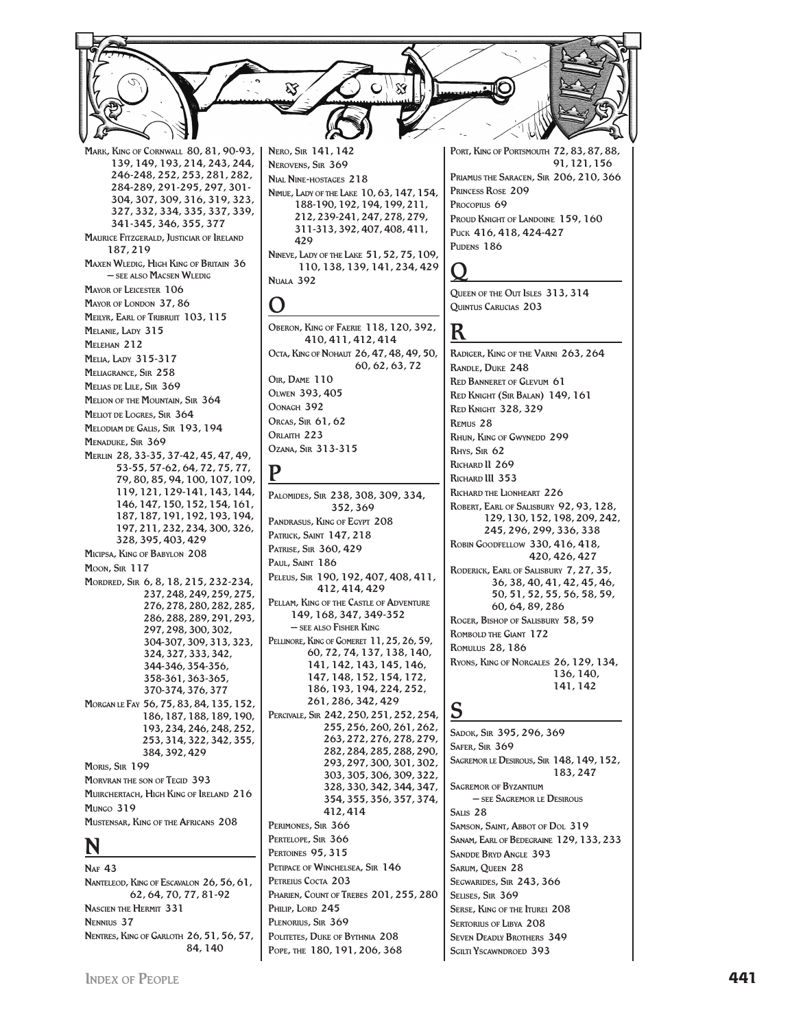Mark, King of Cornwall 80, 81, 90-93, 139, 149, 193, 214, 243, 244, 246-248, 252, 253, 281, 282, 284-289, 291-295, 297, 301-304, 307, 309, 316, 319, 323, 327, 332, 334, 335, 337, 339, 341-345, 346, 355, 377

Maurice Fitzgerald, Justiciar of Ireland 187, 219

Maxen Wledig, High King of Britain 36 — see also Macsen Wledig

Mayor of Leicester 106

Mayor of London 37, 86

Meilyr, Earl of Tribruit 103, 115

Melanie, Lady 315

Melehan 212

Melia, Lady 315-317

Meliagrance, Sir 258

Melias de Lile, Sir 369

Melion of the Mountain, Sir 364

Meliot de Logres, Sir 364

Melodiam de Galis, Sir 193, 194

Menaduke, Sir 369

Merlin 28, 33-35, 37-42, 45, 47, 49, 53-55, 57-62, 64, 72, 75, 77, 79, 80, 85, 94, 100, 107, 109, 119, 121, 129-141, 143, 144, 146, 147, 150, 152, 154, 161, 187, 187, 191, 192, 193, 194, 197, 211, 232, 234, 300, 326, 328, 395, 403, 429

Micipsa, King of Babylon 208

Moon, Sir 117

Mordred, Sir 6, 8, 18, 215, 232-234, 237, 248, 249, 259, 275, 276, 278, 280, 282, 285, 286, 288, 289, 291, 293, 297, 298, 300, 302, 304-307, 309, 313, 323, 324, 327, 333, 342, 344-346, 354-356, 358-361, 363-365, 370-374, 376, 377

Morgan le Fay 56, 75, 83, 84, 135, 152, 186, 187, 188, 189, 190, 193, 234, 246, 248, 252, 253, 314, 322, 342, 355, 384, 392, 429

Moris, Sir 199

Morvran the son of Tegid 393

Muirchertach, High King of Ireland 216

Mungo 319

Mustensar, King of the Africans 208

## N

Naf 43

Nanteleod, King of Escavalon 26, 56, 61, 62, 64, 70, 77, 81-92

Nascien the Hermit 331

Nennius 37

Nentres, King of Garloth 26, 51, 56, 57, 84, 140

Nero, Sir 141, 142

Nerovens, Sir 369

Nial Nine-hostages 218

Nimue, Lady of the Lake 10, 63, 147, 154, 188-190, 192, 194, 199, 211, 212, 239-241, 247, 278, 279, 311-313, 392, 407, 408, 411, 429

Nineve, Lady of the Lake 51, 52, 75, 109, 110, 138, 139, 141, 234, 429

Nuala 392

## O

Oberon, King of Faerie 118, 120, 392, 410, 411, 412, 414

Octa, King of Nohaut 26, 47, 48, 49, 50, 60, 62, 63, 72

Oir, Dame 110

Olwen 393, 405

Oonagh 392

Orcas, Sir 61, 62

Orlaith 223

Ozana, Sir 313-315

## P

Palomides, Sir 238, 308, 309, 334, 352, 369

Pandrasus, King of Egypt 208

Patrick, Saint 147, 218

Patrise, Sir 360, 429

Paul, Saint 186

Peleus, Sir 190, 192, 407, 408, 411, 412, 414, 429

Pellam, King of the Castle of Adventure 149, 168, 347, 349-352 — see also Fisher King

Pellinore, King of Gomeret 11, 25, 26, 59, 60, 72, 74, 137, 138, 140, 141, 142, 143, 145, 146, 147, 148, 152, 154, 172, 186, 193, 194, 224, 252, 261, 286, 342, 429

Percivale, Sir 242, 250, 251, 252, 254, 255, 256, 260, 261, 262, 263, 272, 276, 278, 279, 282, 284, 285, 288, 290, 293, 297, 300, 301, 302, 303, 305, 306, 309, 322, 328, 330, 342, 344, 347, 354, 355, 356, 357, 374, 412, 414

Perimones, Sir 366

Pertelope, Sir 366

Pertoines 95, 315

Petipace of Winchelsea, Sir 146

Petreius Cocta 203

Pharien, Count of Trebes 201, 255, 280

Philip, Lord 245

Plenorius, Sir 369

Politetes, Duke of Bythnia 208

Pope, the 180, 191, 206, 368

Port, King of Portsmouth 72, 83, 87, 88, 91, 121, 156

Priamus the Saracen, Sir 206, 210, 366

Princess Rose 209

Procopius 69

Proud Knight of Landoine 159, 160

Puck 416, 418, 424-427

Pudens 186

## Q

Queen of the Out Isles 313, 314

Quintus Carucias 203

## R

Radiger, King of the Varni 263, 264

Randle, Duke 248

Red Banneret of Glevum 61

Red Knight (Sir Balan) 149, 161

Red Knight 328, 329

Remus 28

Rhun, King of Gwynedd 299

Rhys, Sir 62

Richard II 269

Richard III 353

Richard the Lionheart 226

Robert, Earl of Salisbury 92, 93, 128, 129, 130, 152, 198, 209, 242, 245, 296, 299, 336, 338

Robin Goodfellow 330, 416, 418, 420, 426, 427

Roderick, Earl of Salisbury 7, 27, 35, 36, 38, 40, 41, 42, 45, 46, 50, 51, 52, 55, 56, 58, 59, 60, 64, 89, 286

Roger, Bishop of Salisbury 58, 59

Rombold the Giant 172

Romulus 28, 186

Ryons, King of Norgales 26, 129, 134, 136, 140, 141, 142

## S

Sadok, Sir 395, 296, 369

Safer, Sir 369

Sagremor le Desirous, Sir 148, 149, 152, 183, 247

Sagremor of Byzantium — see Sagremor le Desirous

Salis 28

Samson, Saint, Abbot of Dol 319

Sanam, Earl of Bedegraine 129, 133, 233

Sandde Bryd Angle 393

Sarum, Queen 28

Segwarides, Sir 243, 366

Selises, Sir 369

Serse, King of the Iturei 208

Sertorius of Libya 208

Seven Deadly Brothers 349

Sgilti Yscawndroed 393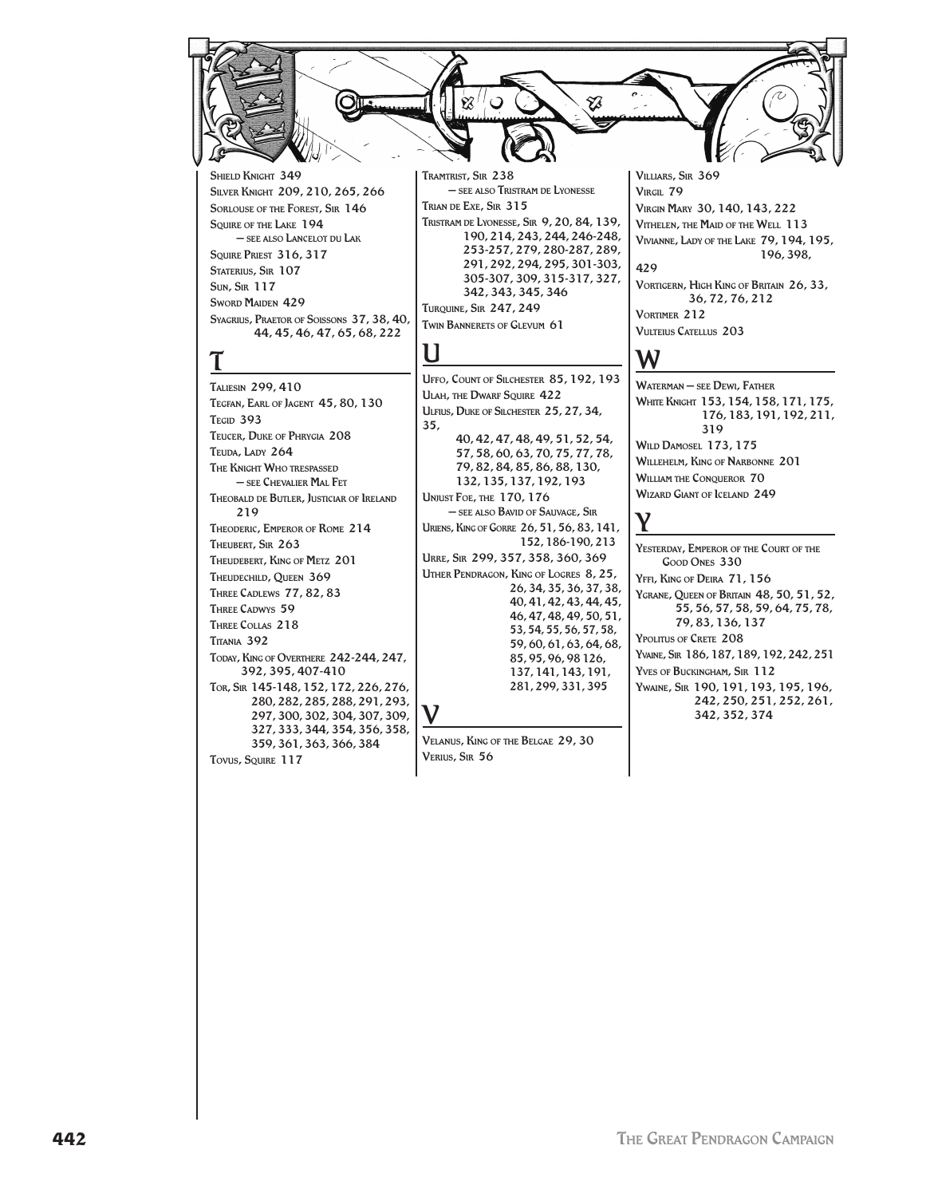Shield Knight 349
Silver Knight 209, 210, 265, 266
Sorlouse of the Forest, Sir 146
Squire of the Lake 194
— see also Lancelot du Lak
Squire Priest 316, 317
Staterius, Sir 107
Sun, Sir 117
Sword Maiden 429
Syagrius, Praetor of Soissons 37, 38, 40, 44, 45, 46, 47, 65, 68, 222

## T

Taliesin 299, 410
Tegfan, Earl of Jagent 45, 80, 130
Tegid 393
Teucer, Duke of Phrygia 208
Teuda, Lady 264
The Knight Who trespassed
— see Chevalier Mal Fet
Theobald de Butler, Justiciar of Ireland 219
Theoderic, Emperor of Rome 214
Theubert, Sir 263
Theudebert, King of Metz 201
Theudechild, Queen 369
Three Cadlews 77, 82, 83
Three Cadwys 59
Three Collas 218
Titania 392
Today, King of Overthere 242-244, 247, 392, 395, 407-410
Tor, Sir 145-148, 152, 172, 226, 276, 280, 282, 285, 288, 291, 293, 297, 300, 302, 304, 307, 309, 327, 333, 344, 354, 356, 358, 359, 361, 363, 366, 384
Tovus, Squire 117
Tramtrist, Sir 238
— see also Tristram de Lyonesse
Trian de Exe, Sir 315
Tristram de Lyonesse, Sir 9, 20, 84, 139, 190, 214, 243, 244, 246-248, 253-257, 279, 280-287, 289, 291, 292, 294, 295, 301-303, 305-307, 309, 315-317, 327, 342, 343, 345, 346
Turquine, Sir 247, 249
Twin Bannerets of Glevum 61

## U

Uffo, Count of Silchester 85, 192, 193
Ulah, the Dwarf Squire 422
Ulfius, Duke of Silchester 25, 27, 34, 35, 40, 42, 47, 48, 49, 51, 52, 54, 57, 58, 60, 63, 70, 75, 77, 78, 79, 82, 84, 85, 86, 88, 130, 132, 135, 137, 192, 193
Unjust Foe, the 170, 176
— see also Bavid of Sauvage, Sir
Uriens, King of Gorre 26, 51, 56, 83, 141, 152, 186-190, 213
Urre, Sir 299, 357, 358, 360, 369
Uther Pendragon, King of Logres 8, 25, 26, 34, 35, 36, 37, 38, 40, 41, 42, 43, 44, 45, 46, 47, 48, 49, 50, 51, 53, 54, 55, 56, 57, 58, 59, 60, 61, 63, 64, 68, 85, 95, 96, 98 126, 137, 141, 143, 191, 281, 299, 331, 395

## V

Velanus, King of the Belgae 29, 30
Verius, Sir 56
Villiars, Sir 369
Virgil 79
Virgin Mary 30, 140, 143, 222
Vithelen, the Maid of the Well 113
Vivianne, Lady of the Lake 79, 194, 195, 196, 398, 429
Vortigern, High King of Britain 26, 33, 36, 72, 76, 212
Vortimer 212
Vulteius Catellus 203

## W

Waterman — see Dewi, Father
White Knight 153, 154, 158, 171, 175, 176, 183, 191, 192, 211, 319
Wild Damosel 173, 175
Willehelm, King of Narbonne 201
William the Conqueror 70
Wizard Giant of Iceland 249

## Y

Yesterday, Emperor of the Court of the Good Ones 330
Yffi, King of Deira 71, 156
Ygrane, Queen of Britain 48, 50, 51, 52, 55, 56, 57, 58, 59, 64, 75, 78, 79, 83, 136, 137
Ypolitus of Crete 208
Yvaine, Sir 186, 187, 189, 192, 242, 251
Yves of Buckingham, Sir 112
Ywaine, Sir 190, 191, 193, 195, 196, 242, 250, 251, 252, 261, 342, 352, 374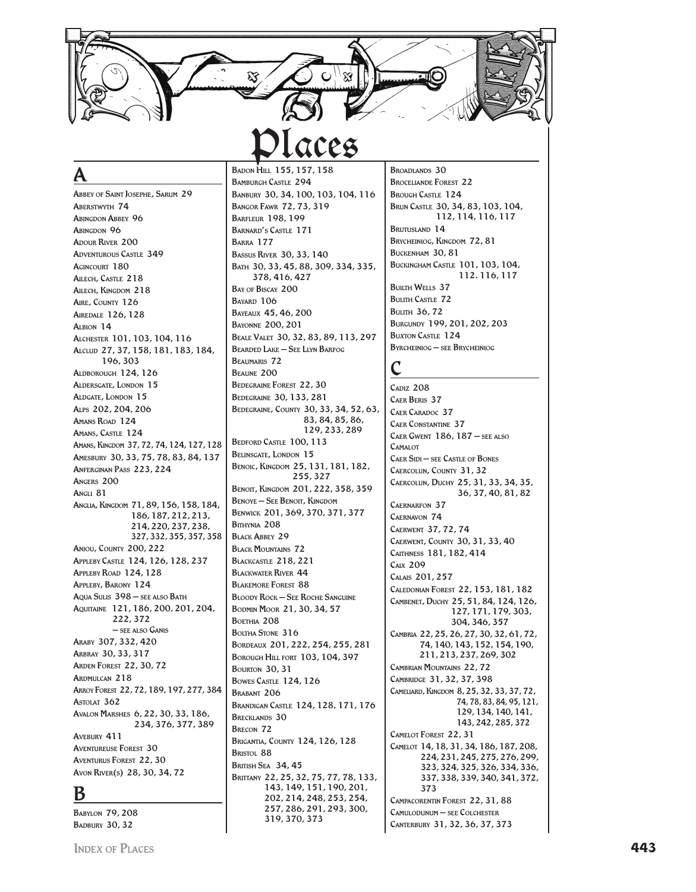# Places

## A

Abbey of Saint Josephe, Sarum 29
Aberstwyth 74
Abingdon Abbey 96
Abingdon 96
Adour River 200
Adventurous Castle 349
Agincourt 180
Ailech, Castle 218
Ailech, Kingdom 218
Aire, County 126
Airedale 126, 128
Albion 14
Alchester 101, 103, 104, 116
Alclud 27, 37, 158, 181, 183, 184, 196, 303
Aldborough 124, 126
Aldersgate, London 15
Aldgate, London 15
Alps 202, 204, 206
Amans Road 124
Amans, Castle 124
Amans, Kingdom 37, 72, 74, 124, 127, 128
Amesbury 30, 33, 75, 78, 83, 84, 137
Anferginan Pass 223, 224
Angers 200
Angli 81
Anglia, Kingdom 71, 89, 156, 158, 184, 186, 187, 212, 213, 214, 220, 237, 238, 327, 332, 355, 357, 358
Anjou, County 200, 222
Appleby Castle 124, 126, 128, 237
Appleby Road 124, 128
Appleby, Barony 124
Aqua Sulis 398 — see also Bath
Aquitaine 121, 186, 200, 201, 204, 222, 372 — see also Ganis
Araby 307, 332, 420
Arbray 30, 33, 317
Arden Forest 22, 30, 72
Ardmulcan 218
Arroy Forest 22, 72, 189, 197, 277, 384
Astolat 362
Avalon Marshes 6, 22, 30, 33, 186, 234, 376, 377, 389
Avebury 411
Aventureuse Forest 30
Aventurus Forest 22, 30
Avon River(s) 28, 30, 34, 72

## B

Babylon 79, 208
Badbury 30, 32
Badon Hill 155, 157, 158
Bamburgh Castle 294
Banbury 30, 34, 100, 103, 104, 116
Bangor Fawr 72, 73, 319
Barfleur 198, 199
Barnard's Castle 171
Barra 177
Bassus River 30, 33, 140
Bath 30, 33, 45, 88, 309, 334, 335, 378, 416, 427
Bay of Biscay 200
Bayard 106
Bayeaux 45, 46, 200
Bayonne 200, 201
Beale Valet 30, 32, 83, 89, 113, 297
Bearded Lake — See Llyn Barfog
Beaumaris 72
Beaune 200
Bedegraine Forest 22, 30
Bedegraine 30, 133, 281
Bedegraine, County 30, 33, 34, 52, 63, 83, 84, 85, 86, 129, 233, 289
Bedford Castle 100, 113
Belinsgate, London 15
Benoic, Kingdom 25, 131, 181, 182, 255, 327
Benoit, Kingdom 201, 222, 358, 359
Benoye — See Benoit, Kingdom
Benwick 201, 369, 370, 371, 377
Bithynia 208
Black Abbey 29
Black Mountains 72
Blackcastle 218, 221
Blackwater River 44
Blakemore Forest 88
Bloody Rock — See Roche Sanguine
Bodmin Moor 21, 30, 34, 57
Boethia 208
Boltha Stone 316
Bordeaux 201, 222, 254, 255, 281
Borough Hill fort 103, 104, 397
Bourton 30, 31
Bowes Castle 124, 126
Brabant 206
Brandigan Castle 124, 128, 171, 176
Brecklands 30
Brecon 72
Brigantia, County 124, 126, 128
Bristol 88
British Sea 34, 45
Brittany 22, 25, 32, 75, 77, 78, 133, 143, 149, 151, 190, 201, 202, 214, 248, 253, 254, 257, 286, 291, 293, 300, 319, 370, 373
Broadlands 30
Broceliande Forest 22
Brough Castle 124
Brun Castle 30, 34, 83, 103, 104, 112, 114, 116, 117
Brutusland 14
Brycheiniog, Kingdom 72, 81
Buckenham 30, 81
Buckingham Castle 101, 103, 104, 112. 116, 117
Builth Wells 37
Bulith Castle 72
Bulith 36, 72
Burgundy 199, 201, 202, 203
Buxton Castle 124
Byrcheiniog — see Brycheiniog

## C

Cadiz 208
Caer Beris 37
Caer Caradoc 37
Caer Constantine 37
Caer Gwent 186, 187 — see also Camalot
Caer Sidi — see Castle of Bones
Caercolun, County 31, 32
Caercolun, Duchy 25, 31, 33, 34, 35, 36, 37, 40, 81, 82
Caernarfon 37
Caernavon 74
Caerwent 37, 72, 74
Caerwent, County 30, 31, 33, 40
Caithness 181, 182, 414
Caix 209
Calais 201, 257
Caledonian Forest 22, 153, 181, 182
Cambenet, Duchy 25, 51, 84, 124, 126, 127, 171, 179, 303, 304, 346, 357
Cambria 22, 25, 26, 27, 30, 32, 61, 72, 74, 140, 143, 152, 154, 190, 211, 213, 237, 269, 302
Cambrian Mountains 22, 72
Cambridge 31, 32, 37, 398
Cameliard, Kingdom 8, 25, 32, 33, 37, 72, 74, 78, 83, 84, 95, 121, 129, 134, 140, 141, 143, 242, 285, 372
Camelot Forest 22, 31
Camelot 14, 18, 31, 34, 186, 187, 208, 224, 231, 245, 275, 276, 299, 323, 324, 325, 326, 334, 336, 337, 338, 339, 340, 341, 372, 373
Campacorentin Forest 22, 31, 88
Camulodunum — see Colchester
Canterbury 31, 32, 36, 37, 373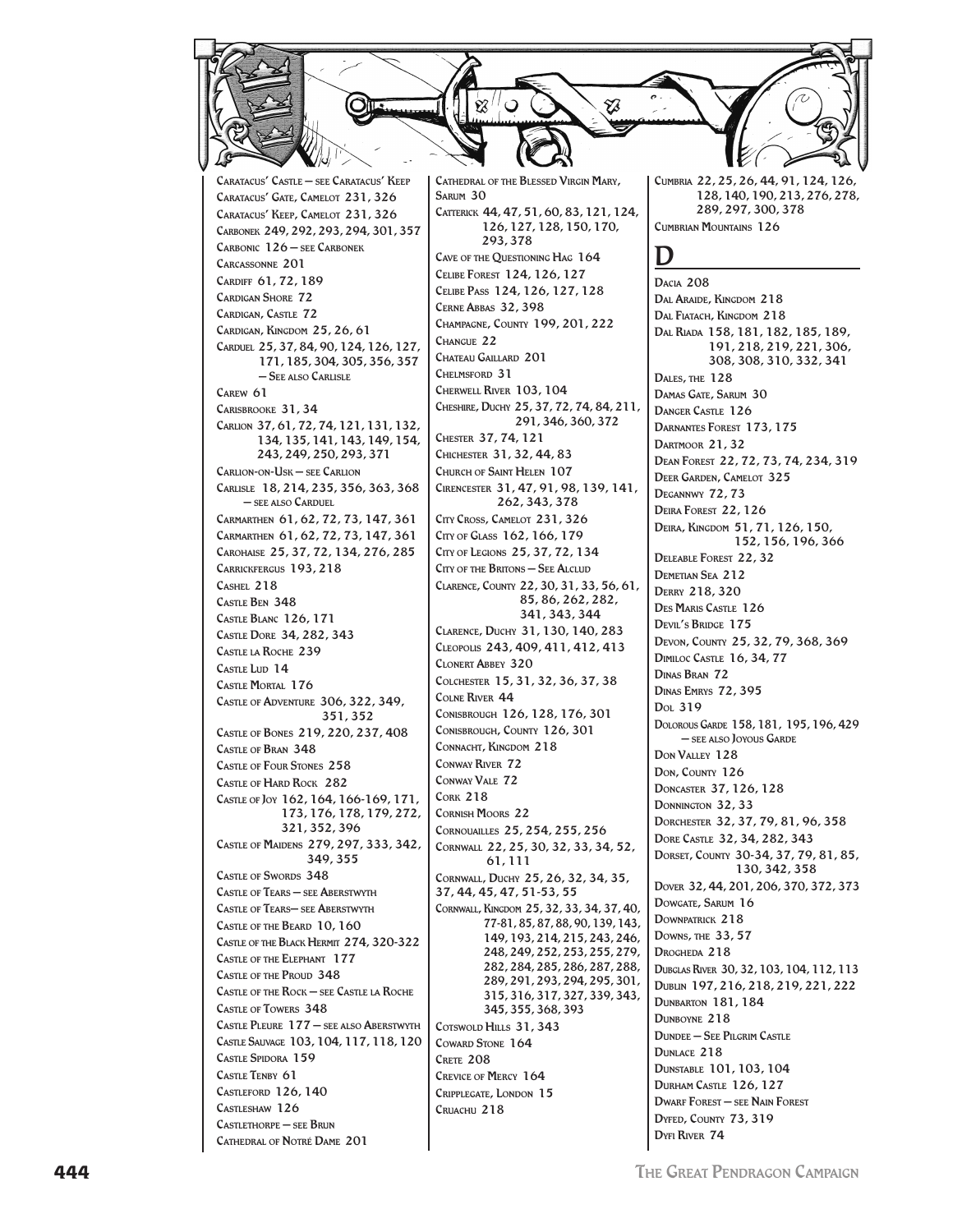Caratacus' Castle — see Caratacus' Keep
Caratacus' Gate, Camelot 231, 326
Caratacus' Keep, Camelot 231, 326
Carbonek 249, 292, 293, 294, 301, 357
Carbonic 126 — see Carbonek
Carcassonne 201
Cardiff 61, 72, 189
Cardigan Shore 72
Cardigan, Castle 72
Cardigan, Kingdom 25, 26, 61
Carduel 25, 37, 84, 90, 124, 126, 127, 171, 185, 304, 305, 356, 357 — See also Carlisle
Carew 61
Carisbrooke 31, 34
Carlion 37, 61, 72, 74, 121, 131, 132, 134, 135, 141, 143, 149, 154, 243, 249, 250, 293, 371
Carlion-on-Usk — see Carlion
Carlisle 18, 214, 235, 356, 363, 368 — see also Carduel
Carmarthen 61, 62, 72, 73, 147, 361
Carmarthen 61, 62, 72, 73, 147, 361
Carohaise 25, 37, 72, 134, 276, 285
Carrickfergus 193, 218
Cashel 218
Castle Ben 348
Castle Blanc 126, 171
Castle Dore 34, 282, 343
Castle la Roche 239
Castle Lud 14
Castle Mortal 176
Castle of Adventure 306, 322, 349, 351, 352
Castle of Bones 219, 220, 237, 408
Castle of Bran 348
Castle of Four Stones 258
Castle of Hard Rock 282
Castle of Joy 162, 164, 166-169, 171, 173, 176, 178, 179, 272, 321, 352, 396
Castle of Maidens 279, 297, 333, 342, 349, 355
Castle of Swords 348
Castle of Tears — see Aberstwyth
Castle of Tears— see Aberstwyth
Castle of the Beard 10, 160
Castle of the Black Hermit 274, 320-322
Castle of the Elephant 177
Castle of the Proud 348
Castle of the Rock — see Castle la Roche
Castle of Towers 348
Castle Pleure 177 — see also Aberstwyth
Castle Sauvage 103, 104, 117, 118, 120
Castle Spidora 159
Castle Tenby 61
Castleford 126, 140
Castleshaw 126
Castlethorpe — see Brun
Cathedral of Notré Dame 201
Cathedral of the Blessed Virgin Mary, Sarum 30
Catterick 44, 47, 51, 60, 83, 121, 124, 126, 127, 128, 150, 170, 293, 378
Cave of the Questioning Hag 164
Celibe Forest 124, 126, 127
Celibe Pass 124, 126, 127, 128
Cerne Abbas 32, 398
Champagne, County 199, 201, 222
Changue 22
Chateau Gaillard 201
Chelmsford 31
Cherwell River 103, 104
Cheshire, Duchy 25, 37, 72, 74, 84, 211, 291, 346, 360, 372
Chester 37, 74, 121
Chichester 31, 32, 44, 83
Church of Saint Helen 107
Cirencester 31, 47, 91, 98, 139, 141, 262, 343, 378
City Cross, Camelot 231, 326
City of Glass 162, 166, 179
City of Legions 25, 37, 72, 134
City of the Britons — See Alclud
Clarence, County 22, 30, 31, 33, 56, 61, 85, 86, 262, 282, 341, 343, 344
Clarence, Duchy 31, 130, 140, 283
Cleopolis 243, 409, 411, 412, 413
Clonert Abbey 320
Colchester 15, 31, 32, 36, 37, 38
Colne River 44
Conisbrough 126, 128, 176, 301
Conisbrough, County 126, 301
Connacht, Kingdom 218
Conway River 72
Conway Vale 72
Cork 218
Cornish Moors 22
Cornouailles 25, 254, 255, 256
Cornwall 22, 25, 30, 32, 33, 34, 52, 61, 111
Cornwall, Duchy 25, 26, 32, 34, 35, 37, 44, 45, 47, 51-53, 55
Cornwall, Kingdom 25, 32, 33, 34, 37, 40, 77-81, 85, 87, 88, 90, 139, 143, 149, 193, 214, 215, 243, 246, 248, 249, 252, 253, 255, 279, 282, 284, 285, 286, 287, 288, 289, 291, 293, 294, 295, 301, 315, 316, 317, 327, 339, 343, 345, 355, 368, 393
Cotswold Hills 31, 343
Coward Stone 164
Crete 208
Crevice of Mercy 164
Cripplegate, London 15
Cruachu 218
Cumbria 22, 25, 26, 44, 91, 124, 126, 128, 140, 190, 213, 276, 278, 289, 297, 300, 378
Cumbrian Mountains 126

# D

Dacia 208
Dal Araide, Kingdom 218
Dal Fiatach, Kingdom 218
Dal Riada 158, 181, 182, 185, 189, 191, 218, 219, 221, 306, 308, 308, 310, 332, 341
Dales, the 128
Damas Gate, Sarum 30
Danger Castle 126
Darnantes Forest 173, 175
Dartmoor 21, 32
Dean Forest 22, 72, 73, 74, 234, 319
Deer Garden, Camelot 325
Degannwy 72, 73
Deira Forest 22, 126
Deira, Kingdom 51, 71, 126, 150, 152, 156, 196, 366
Deleable Forest 22, 32
Demetian Sea 212
Derry 218, 320
Des Maris Castle 126
Devil's Bridge 175
Devon, County 25, 32, 79, 368, 369
Dimiloc Castle 16, 34, 77
Dinas Bran 72
Dinas Emrys 72, 395
Dol 319
Dolorous Garde 158, 181, 195, 196, 429 — see also Joyous Garde
Don Valley 128
Don, County 126
Doncaster 37, 126, 128
Donnington 32, 33
Dorchester 32, 37, 79, 81, 96, 358
Dore Castle 32, 34, 282, 343
Dorset, County 30-34, 37, 79, 81, 85, 130, 342, 358
Dover 32, 44, 201, 206, 370, 372, 373
Dowgate, Sarum 16
Downpatrick 218
Downs, the 33, 57
Drogheda 218
Dubglas River 30, 32, 103, 104, 112, 113
Dublin 197, 216, 218, 219, 221, 222
Dunbarton 181, 184
Dunboyne 218
Dundee — See Pilgrim Castle
Dunlace 218
Dunstable 101, 103, 104
Durham Castle 126, 127
Dwarf Forest — see Nain Forest
Dyfed, County 73, 319
Dyfi River 74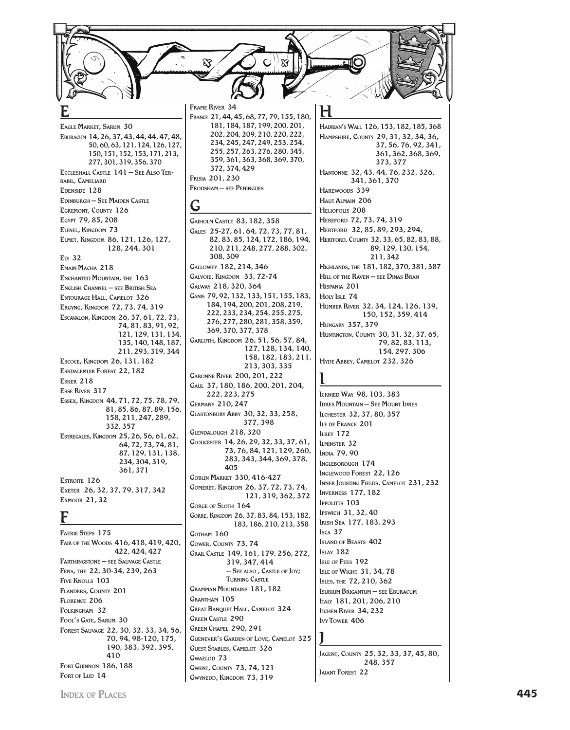## E

Eagle Market, Sarum 30
Eburacum 14, 26, 37, 43, 44, 44, 47, 48, 50, 60, 63, 121, 124, 126, 127, 150, 151, 152, 153, 171, 213, 277, 301, 319, 356, 370
Eccleshall Castle 141 – See Also Terrabil, Cameliard
Edenside 128
Edinburgh – See Maiden Castle
Egremont, County 126
Egypt 79, 85, 208
Elfael, Kingdom 73
Elmet, Kingdom 86, 121, 126, 127, 128, 244, 301
Ely 32
Emain Macha 218
Enchanted Mountain, the 163
English Channel – see British Sea
Entourage Hall, Camelot 326
Ergyng, Kingdom 72, 73, 74, 319
Escavalon, Kingdom 26, 37, 61, 72, 73, 74, 81, 83, 91, 92, 121, 129, 131, 134, 135, 140, 148, 187, 211, 293, 319, 344
Escoce, Kingdom 26, 131, 182
Eskdalemuir Forest 22, 182
Esker 218
Esse River 317
Essex, Kingdom 44, 71, 72, 75, 78, 79, 81, 85, 86, 87, 89, 156, 158, 211, 247, 289, 332, 357
Estregales, Kingdom 25, 26, 56, 61, 62, 64, 72, 73, 74, 81, 87, 129, 131, 138, 234, 304, 319, 361, 371
Estroite 126
Exeter 26, 32, 37, 79, 317, 342
Exmoor 21, 32

## F

Faerie Steps 175
Fair of the Woods 416, 418, 419, 420, 422, 424, 427
Farthingstone – see Sauvage Castle
Fens, the 22, 30-34, 239, 263
Five Knolls 103
Flanders, County 201
Florence 206
Folkingham 32
Fool's Gate, Sarum 30
Forest Sauvage 22, 30, 32, 33, 34, 56, 70, 94, 98-120, 175, 190, 383, 392, 395, 410
Fort Guinnon 186, 188
Fort of Lud 14
Frame River 34
France 21, 44, 45, 68, 77, 79, 155, 180, 181, 184, 187, 199, 200, 201, 202, 204, 209, 210, 220, 222, 234, 245, 247, 249, 253, 254, 255, 257, 263, 276, 280, 345, 359, 361, 363, 368, 369, 370, 372, 374, 429
Frisia 201, 230
Frodsham – see Peningues

## G

Gaiholm Castle 83, 182, 358
Gales 25-27, 61, 64, 72, 73, 77, 81, 82, 83, 85, 124, 172, 186, 194, 210, 211, 248, 277, 288, 302, 308, 309
Gallowey 182, 214, 346
Galvoie, Kingdom 33, 72-74
Galway 218, 320, 364
Ganis 79, 92, 132, 133, 151, 155, 183, 184, 194, 200, 201, 208, 219, 222, 233, 234, 254, 255, 275, 276, 277, 280, 281, 358, 359, 369, 370, 377, 378
Garloth, Kingdom 26, 51, 56, 57, 84, 127, 128, 134, 140, 158, 182, 183, 211, 213, 303, 335
Garonne River 200, 201, 222
Gaul 37, 180, 186, 200, 201, 204, 222, 223, 275
Germany 210, 247
Glastonbury Abby 30, 32, 33, 258, 377, 398
Glendalough 218, 320
Gloucester 14, 26, 29, 32, 33, 37, 61, 73, 76, 84, 121, 129, 260, 283, 343, 344, 369, 378, 405
Goblin Market 330, 416-427
Gomeret, Kingdom 26, 37, 72, 73, 74, 121, 319, 362, 372
Gorge of Sloth 164
Gorre, Kingdom 26, 37, 83, 84, 153, 182, 183, 186, 210, 213, 358
Gotham 160
Gower, County 73, 74
Grail Castle 149, 161, 179, 256, 272, 319, 347, 414 – See also, Castle of Joy; Turning Castle
Grampian Mountains 181, 182
Grantham 105
Great Banquet Hall, Camelot 324
Green Castle 290
Green Chapel 290, 291
Guenever's Garden of Love, Camelot 325
Guest Stables, Camelot 326
Gwaelod 73
Gwent, County 73, 74, 121
Gwynedd, Kingdom 73, 319

## H

Hadrian's Wall 126, 153, 182, 185, 368
Hampshire, County 29, 31, 32, 34, 36, 37, 56, 76, 92, 341, 361, 362, 368, 369, 373, 377
Hantonne 32, 43, 44, 76, 232, 326, 341, 361, 370
Harewoods 339
Haut Almain 206
Heliopolis 208
Hereford 72, 73, 74, 319
Hertford 32, 85, 89, 293, 294,
Hertford, County 32, 33, 65, 82, 83, 88, 89, 129, 130, 154, 211, 342
Highlands, the 181, 182, 370, 381, 387
Hill of the Raven – see Dinas Bran
Hispania 201
Holy Isle 74
Humber River 32, 34, 124, 126, 139, 150, 152, 359, 414
Hungary 357, 379
Huntington, County 30, 31, 32, 37, 65, 79, 82, 83, 113, 154, 297, 306
Hyde Abbey, Camelot 232, 326

## I

Icknied Way 98, 103, 383
Idres Mountain – See Mount Idres
Ilchester 32, 37, 80, 357
Ile de France 201
Ilkey 172
Ilminster 32
India 79, 90
Ingleborough 174
Inglewood Forest 22, 126
Inner Jousting Fields, Camelot 231, 232
Inverness 177, 182
Ippolitts 103
Ipswich 31, 32, 40
Irish Sea 177, 183, 293
Isca 37
Island of Beasts 402
Islay 182
Isle of Fees 192
Isle of Wight 31, 34, 78
Isles, the 72, 210, 362
Isurium Brigantum – see Eburacum
Italy 181, 201, 206, 210
Itchen River 34, 232
Ivy Tower 406

## J

Jagent, County 25, 32, 33, 37, 45, 80, 248, 357
Jaiant Forest 22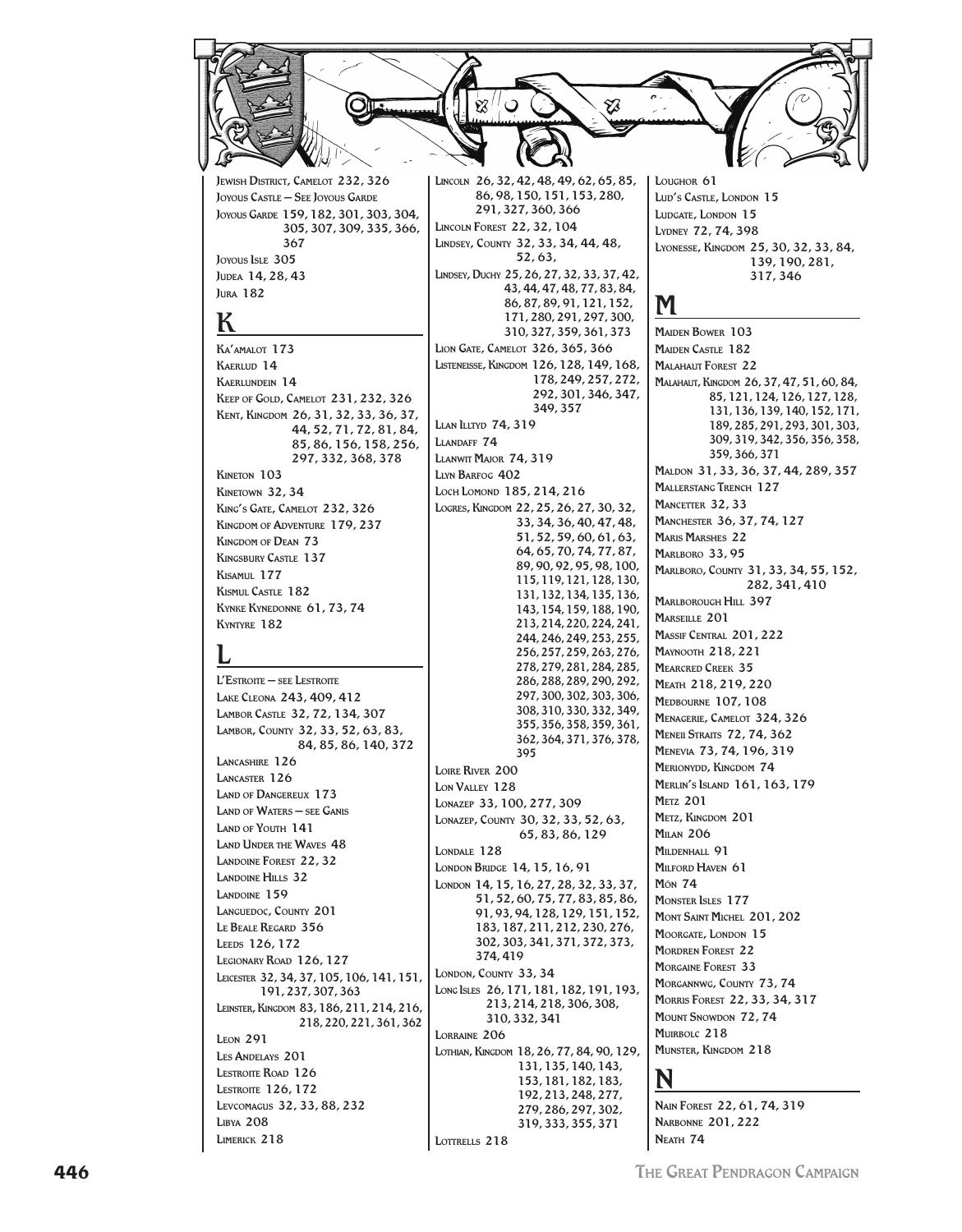Jewish District, Camelot 232, 326
Joyous Castle — See Joyous Garde
Joyous Garde 159, 182, 301, 303, 304, 305, 307, 309, 335, 366, 367
Joyous Isle 305
Judea 14, 28, 43
Jura 182

## K

Ka'amalot 173
Kaerlud 14
Kaerlundein 14
Keep of Gold, Camelot 231, 232, 326
Kent, Kingdom 26, 31, 32, 33, 36, 37, 44, 52, 71, 72, 81, 84, 85, 86, 156, 158, 256, 297, 332, 368, 378
Kineton 103
Kinetown 32, 34
King's Gate, Camelot 232, 326
Kingdom of Adventure 179, 237
Kingdom of Dean 73
Kingsbury Castle 137
Kisamul 177
Kismul Castle 182
Kynke Kynedonne 61, 73, 74
Kyntyre 182

## L

L'Estroite — see Lestroite
Lake Cleona 243, 409, 412
Lambor Castle 32, 72, 134, 307
Lambor, County 32, 33, 52, 63, 83, 84, 85, 86, 140, 372
Lancashire 126
Lancaster 126
Land of Dangereux 173
Land of Waters — see Ganis
Land of Youth 141
Land Under the Waves 48
Landoine Forest 22, 32
Landoine Hills 32
Landoine 159
Languedoc, County 201
Le Beale Regard 356
Leeds 126, 172
Legionary Road 126, 127
Leicester 32, 34, 37, 105, 106, 141, 151, 191, 237, 307, 363
Leinster, Kingdom 83, 186, 211, 214, 216, 218, 220, 221, 361, 362
Leon 291
Les Andelays 201
Lestroite Road 126
Lestroite 126, 172
Levcomagus 32, 33, 88, 232
Libya 208
Limerick 218
Lincoln 26, 32, 42, 48, 49, 62, 65, 85, 86, 98, 150, 151, 153, 280, 291, 327, 360, 366
Lincoln Forest 22, 32, 104
Lindsey, County 32, 33, 34, 44, 48, 52, 63,
Lindsey, Duchy 25, 26, 27, 32, 33, 37, 42, 43, 44, 47, 48, 77, 83, 84, 86, 87, 89, 91, 121, 152, 171, 280, 291, 297, 300, 310, 327, 359, 361, 373
Lion Gate, Camelot 326, 365, 366
Listeneisse, Kingdom 126, 128, 149, 168, 178, 249, 257, 272, 292, 301, 346, 347, 349, 357
Llan Illtyd 74, 319
Llandaff 74
Llanwit Major 74, 319
Llyn Barfog 402
Loch Lomond 185, 214, 216
Logres, Kingdom 22, 25, 26, 27, 30, 32, 33, 34, 36, 40, 47, 48, 51, 52, 59, 60, 61, 63, 64, 65, 70, 74, 77, 87, 89, 90, 92, 95, 98, 100, 115, 119, 121, 128, 130, 131, 132, 134, 135, 136, 143, 154, 159, 188, 190, 213, 214, 220, 224, 241, 244, 246, 249, 253, 255, 256, 257, 259, 263, 276, 278, 279, 281, 284, 285, 286, 288, 289, 290, 292, 297, 300, 302, 303, 306, 308, 310, 330, 332, 349, 355, 356, 358, 359, 361, 362, 364, 371, 376, 378, 395
Loire River 200
Lon Valley 128
Lonazep 33, 100, 277, 309
Lonazep, County 30, 32, 33, 52, 63, 65, 83, 86, 129
Londale 128
London Bridge 14, 15, 16, 91
London 14, 15, 16, 27, 28, 32, 33, 37, 51, 52, 60, 75, 77, 83, 85, 86, 91, 93, 94, 128, 129, 151, 152, 183, 187, 211, 212, 230, 276, 302, 303, 341, 371, 372, 373, 374, 419
London, County 33, 34
Long Isles 26, 171, 181, 182, 191, 193, 213, 214, 218, 306, 308, 310, 332, 341
Lorraine 206
Lothian, Kingdom 18, 26, 77, 84, 90, 129, 131, 135, 140, 143, 153, 181, 182, 183, 192, 213, 248, 277, 279, 286, 297, 302, 319, 333, 355, 371
Lottrells 218
Loughor 61
Lud's Castle, London 15
Ludgate, London 15
Lydney 72, 74, 398
Lyonesse, Kingdom 25, 30, 32, 33, 84, 139, 190, 281, 317, 346

## M

Maiden Bower 103
Maiden Castle 182
Malahaut Forest 22
Malahaut, Kingdom 26, 37, 47, 51, 60, 84, 85, 121, 124, 126, 127, 128, 131, 136, 139, 140, 152, 171, 189, 285, 291, 293, 301, 303, 309, 319, 342, 356, 356, 358, 359, 366, 371
Maldon 31, 33, 36, 37, 44, 289, 357
Mallerstang Trench 127
Mancetter 32, 33
Manchester 36, 37, 74, 127
Maris Marshes 22
Marlboro 33, 95
Marlboro, County 31, 33, 34, 55, 152, 282, 341, 410
Marlborough Hill 397
Marseille 201
Massif Central 201, 222
Maynooth 218, 221
Mearcred Creek 35
Meath 218, 219, 220
Medbourne 107, 108
Menagerie, Camelot 324, 326
Meneii Straits 72, 74, 362
Menevia 73, 74, 196, 319
Merionydd, Kingdom 74
Merlin's Island 161, 163, 179
Metz 201
Metz, Kingdom 201
Milan 206
Mildenhall 91
Milford Haven 61
Môn 74
Monster Isles 177
Mont Saint Michel 201, 202
Moorgate, London 15
Mordren Forest 22
Morgaine Forest 33
Morgannwg, County 73, 74
Morris Forest 22, 33, 34, 317
Mount Snowdon 72, 74
Muirbolc 218
Munster, Kingdom 218

## N

Nain Forest 22, 61, 74, 319
Narbonne 201, 222
Neath 74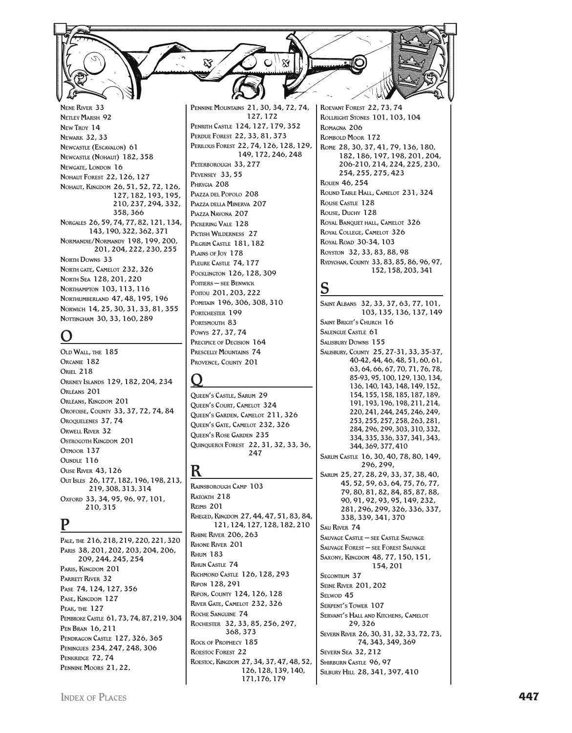Nene River 33
Netley Marsh 92
New Troy 14
Newark 32, 33
Newcastle (Escavalon) 61
Newcastle (Nohaut) 182, 358
Newgate, London 16
Nohaut Forest 22, 126, 127
Nohaut, Kingdom 26, 51, 52, 72, 126, 127, 182, 193, 195, 210, 237, 294, 332, 358, 366
Norgales 26, 59, 74, 77, 82, 121, 134, 143, 190, 322, 362, 371
Normandie/Normandy 198, 199, 200, 201, 204, 222, 230, 255
North Downs 33
North gate, Camelot 232, 326
North Sea 128, 201, 220
Northampton 103, 113, 116
Northumberland 47, 48, 195, 196
Norwich 14, 25, 30, 31, 33, 81, 355
Nottingham 30, 33, 160, 289

## O

Old Wall, the 185
Orcanie 182
Oriel 218
Orkney Islands 129, 182, 204, 234
Orléans 201
Orléans, Kingdom 201
Orofoise, County 33, 37, 72, 74, 84
Oroquelenes 37, 74
Orwell River 32
Ostrogoth Kingdom 201
Otmoor 137
Oundle 116
Ouse River 43, 126
Out Isles 26, 177, 182, 196, 198, 213, 219, 308, 313, 314
Oxford 33, 34, 95, 96, 97, 101, 210, 315

## P

Pale, the 216, 218, 219, 220, 221, 320
Paris 38, 201, 202, 203, 204, 206, 209, 244, 245, 254
Paris, Kingdom 201
Parrett River 32
Pase 74, 124, 127, 356
Pase, Kingdom 127
Peak, the 127
Pembroke Castle 61, 73, 74, 87, 219, 304
Pen Bran 16, 211
Pendragon Castle 127, 326, 365
Peningues 234, 247, 248, 306
Penkridge 72, 74
Pennine Moors 21, 22,
Pennine Mountains 21, 30, 34, 72, 74, 127, 172
Penrith Castle 124, 127, 179, 352
Perdue Forest 22, 33, 81, 373
Perilous Forest 22, 74, 126, 128, 129, 149, 172, 246, 248
Peterborough 33, 277
Pevensey 33, 55
Phrygia 208
Piazza del Popolo 208
Piazza della Minerva 207
Piazza Navona 207
Pickering Vale 128
Pictish Wilderness 27
Pilgrim Castle 181, 182
Plains of Joy 178
Pleure Castle 74, 177
Pocklington 126, 128, 309
Poitiers — see Benwick
Poitou 201, 203, 222
Pomitain 196, 306, 308, 310
Portchester 199
Portsmouth 83
Powys 27, 37, 74
Precipice of Decision 164
Prescelly Mountains 74
Provence, County 201

## Q

Queen's Castle, Sarum 29
Queen's Court, Camelot 324
Queen's Garden, Camelot 211, 326
Queen's Gate, Camelot 232, 326
Queen's Rose Garden 235
Quinqueroi Forest 22, 31, 32, 33, 36, 247

## R

Rainsborough Camp 103
Ratoath 218
Reims 201
Rheged, Kingdom 27, 44, 47, 51, 83, 84, 121, 124, 127, 128, 182, 210
Rhine River 206, 263
Rhone River 201
Rhum 183
Rhun Castle 74
Richmond Castle 126, 128, 293
Ripon 128, 291
Ripon, County 124, 126, 128
River Gate, Camelot 232, 326
Roche Sanguine 74
Rochester 32, 33, 85, 256, 297, 368, 373
Rock of Prophecy 185
Roestoc Forest 22
Roestoc, Kingdom 27, 34, 37, 47, 48, 52, 126, 128, 139, 140, 171, 176, 179
Roevant Forest 22, 73, 74
Rollright Stones 101, 103, 104
Romagna 206
Rombold Moor 172
Rome 28, 30, 37, 41, 79, 136, 180, 182, 186, 197, 198, 201, 204, 206-210, 214, 224, 225, 230, 254, 255, 275, 423
Rouen 46, 254
Round Table Hall, Camelot 231, 324
Rouse Castle 128
Rouse, Duchy 128
Royal Banquet hall, Camelot 326
Royal College, Camelot 326
Royal Road 30-34, 103
Royston 32, 33, 83, 88, 98
Rydychan, County 33, 83, 85, 86, 96, 97, 152, 158, 203, 341

## S

Saint Albans 32, 33, 37, 63, 77, 101, 103, 135, 136, 137, 149
Saint Brigit's Church 16
Salengue Castle 61
Salisbury Downs 155
Salisbury, County 25, 27-31, 33, 35-37, 40-42, 44, 46, 48, 51, 60, 61, 63, 64, 66, 67, 70, 71, 76, 78, 85-93, 95, 100, 129, 130, 134, 136, 140, 143, 148, 149, 152, 154, 155, 158, 185, 187, 189, 191, 193, 196, 198, 211, 214, 220, 241, 244, 245, 246, 249, 253, 255, 257, 258, 263, 281, 284, 296, 299, 303, 310, 332, 334, 335, 336, 337, 341, 343, 344, 369, 377, 410
Sarum Castle 16, 30, 40, 78, 80, 149, 296, 299,
Sarum 25, 27, 28, 29, 33, 37, 38, 40, 45, 52, 59, 63, 64, 75, 76, 77, 79, 80, 81, 82, 84, 85, 87, 88, 90, 91, 92, 93, 95, 149, 232, 281, 296, 299, 326, 336, 337, 338, 339, 341, 370
Sau River 74
Sauvage Castle — see Castle Sauvage
Sauvage Forest — see Forest Sauvage
Saxony, Kingdom 48, 77, 150, 151, 154, 201
Segontium 37
Seine River 201, 202
Selwod 45
Serpent's Tower 107
Servant's Hall and Kitchens, Camelot 29, 326
Severn River 26, 30, 31, 32, 33, 72, 73, 74, 343, 349, 369
Severn Sea 32, 212
Shirburn Castle 96, 97
Silbury Hill 28, 341, 397, 410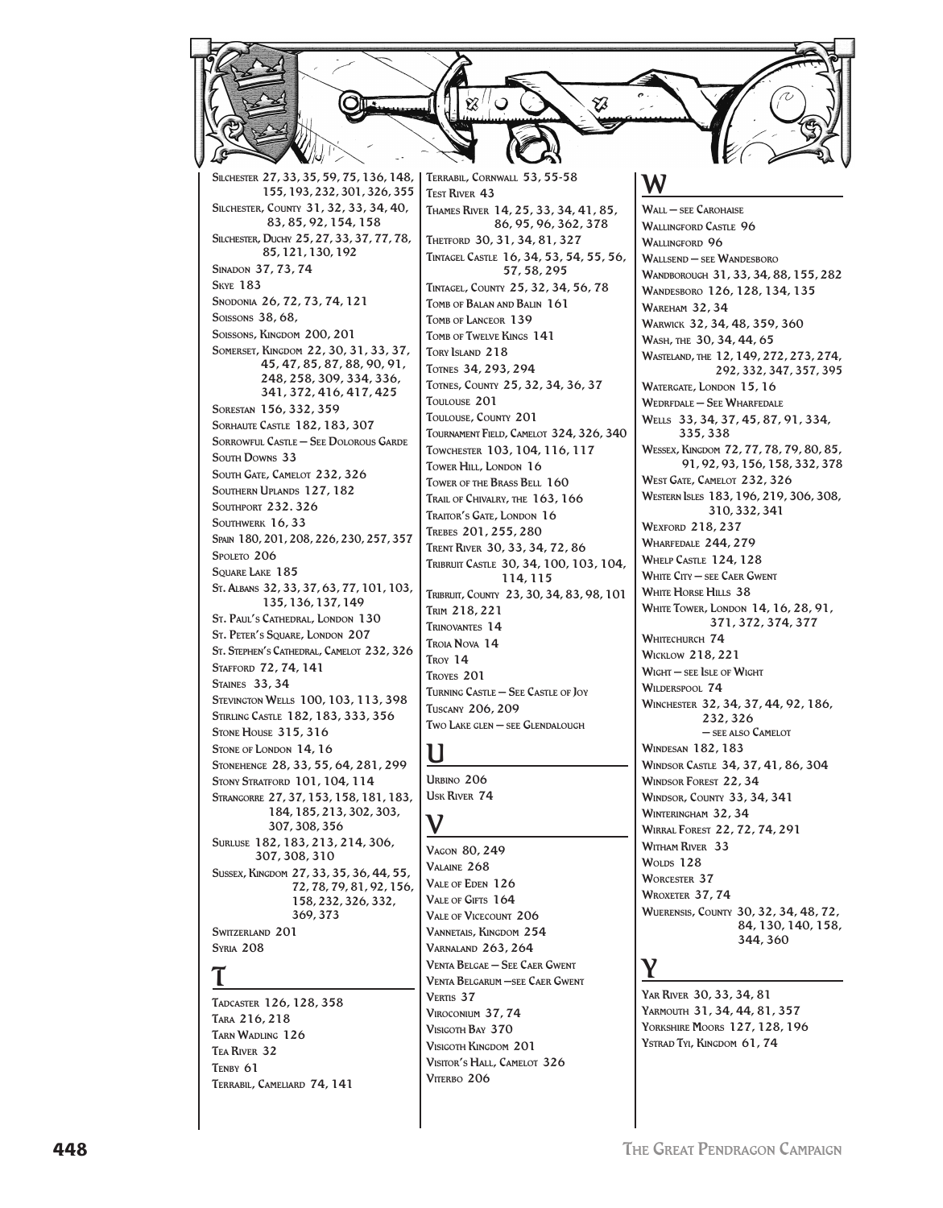Silchester 27, 33, 35, 59, 75, 136, 148, 155, 193, 232, 301, 326, 355
Silchester, County 31, 32, 33, 34, 40, 83, 85, 92, 154, 158
Silchester, Duchy 25, 27, 33, 37, 77, 78, 85, 121, 130, 192
Sinadon 37, 73, 74
Skye 183
Snodonia 26, 72, 73, 74, 121
Soissons 38, 68,
Soissons, Kingdom 200, 201
Somerset, Kingdom 22, 30, 31, 33, 37, 45, 47, 85, 87, 88, 90, 91, 248, 258, 309, 334, 336, 341, 372, 416, 417, 425
Sorestan 156, 332, 359
Sorhaute Castle 182, 183, 307
Sorrowful Castle — See Dolorous Garde
South Downs 33
South Gate, Camelot 232, 326
Southern Uplands 127, 182
Southport 232. 326
Southwerk 16, 33
Spain 180, 201, 208, 226, 230, 257, 357
Spoleto 206
Square Lake 185
St. Albans 32, 33, 37, 63, 77, 101, 103, 135, 136, 137, 149
St. Paul's Cathedral, London 130
St. Peter's Square, London 207
St. Stephen's Cathedral, Camelot 232, 326
Stafford 72, 74, 141
Staines 33, 34
Stevington Wells 100, 103, 113, 398
Stirling Castle 182, 183, 333, 356
Stone House 315, 316
Stone of London 14, 16
Stonehenge 28, 33, 55, 64, 281, 299
Stony Stratford 101, 104, 114
Strangorre 27, 37, 153, 158, 181, 183, 184, 185, 213, 302, 303, 307, 308, 356
Surluse 182, 183, 213, 214, 306, 307, 308, 310
Sussex, Kingdom 27, 33, 35, 36, 44, 55, 72, 78, 79, 81, 92, 156, 158, 232, 326, 332, 369, 373
Switzerland 201
Syria 208

## T

Tadcaster 126, 128, 358
Tara 216, 218
Tarn Wadling 126
Tea River 32
Tenby 61
Terrabil, Cameliard 74, 141
Terrabil, Cornwall 53, 55-58
Test River 43
Thames River 14, 25, 33, 34, 41, 85, 86, 95, 96, 362, 378
Thetford 30, 31, 34, 81, 327
Tintagel Castle 16, 34, 53, 54, 55, 56, 57, 58, 295
Tintagel, County 25, 32, 34, 56, 78
Tomb of Balan and Balin 161
Tomb of Lanceor 139
Tomb of Twelve Kings 141
Tory Island 218
Totnes 34, 293, 294
Totnes, County 25, 32, 34, 36, 37
Toulouse 201
Toulouse, County 201
Tournament Field, Camelot 324, 326, 340
Towchester 103, 104, 116, 117
Tower Hill, London 16
Tower of the Brass Bell 160
Trail of Chivalry, the 163, 166
Traitor's Gate, London 16
Trebes 201, 255, 280
Trent River 30, 33, 34, 72, 86
Tribruit Castle 30, 34, 100, 103, 104, 114, 115
Tribruit, County 23, 30, 34, 83, 98, 101
Trim 218, 221
Trinovantes 14
Troia Nova 14
Troy 14
Troyes 201
Turning Castle — See Castle of Joy
Tuscany 206, 209
Two Lake glen — see Glendalough

## U

Urbino 206
Usk River 74

## V

Vagon 80, 249
Valaine 268
Vale of Eden 126
Vale of Gifts 164
Vale of Vicecount 206
Vannetais, Kingdom 254
Varnaland 263, 264
Venta Belgae — See Caer Gwent
Venta Belgarum —see Caer Gwent
Vertis 37
Viroconium 37, 74
Visigoth Bay 370
Visigoth Kingdom 201
Visitor's Hall, Camelot 326
Viterbo 206

## W

Wall — see Carohaise
Wallingford Castle 96
Wallingford 96
Wallsend — see Wandesboro
Wandborough 31, 33, 34, 88, 155, 282
Wandesboro 126, 128, 134, 135
Wareham 32, 34
Warwick 32, 34, 48, 359, 360
Wash, the 30, 34, 44, 65
Wasteland, the 12, 149, 272, 273, 274, 292, 332, 347, 357, 395
Watergate, London 15, 16
Wedrfdale — See Wharfedale
Wells 33, 34, 37, 45, 87, 91, 334, 335, 338
Wessex, Kingdom 72, 77, 78, 79, 80, 85, 91, 92, 93, 156, 158, 332, 378
West Gate, Camelot 232, 326
Western Isles 183, 196, 219, 306, 308, 310, 332, 341
Wexford 218, 237
Wharfedale 244, 279
Whelp Castle 124, 128
White City — see Caer Gwent
White Horse Hills 38
White Tower, London 14, 16, 28, 91, 371, 372, 374, 377
Whitechurch 74
Wicklow 218, 221
Wight — see Isle of Wight
Wilderspool 74
Winchester 32, 34, 37, 44, 92, 186, 232, 326 — see also Camelot
Windesan 182, 183
Windsor Castle 34, 37, 41, 86, 304
Windsor Forest 22, 34
Windsor, County 33, 34, 341
Winteringham 32, 34
Wirral Forest 22, 72, 74, 291
Witham River 33
Wolds 128
Worcester 37
Wroxeter 37, 74
Wuerensis, County 30, 32, 34, 48, 72, 84, 130, 140, 158, 344, 360

## Y

Yar River 30, 33, 34, 81
Yarmouth 31, 34, 44, 81, 357
Yorkshire Moors 127, 128, 196
Ystrad Tyi, Kingdom 61, 74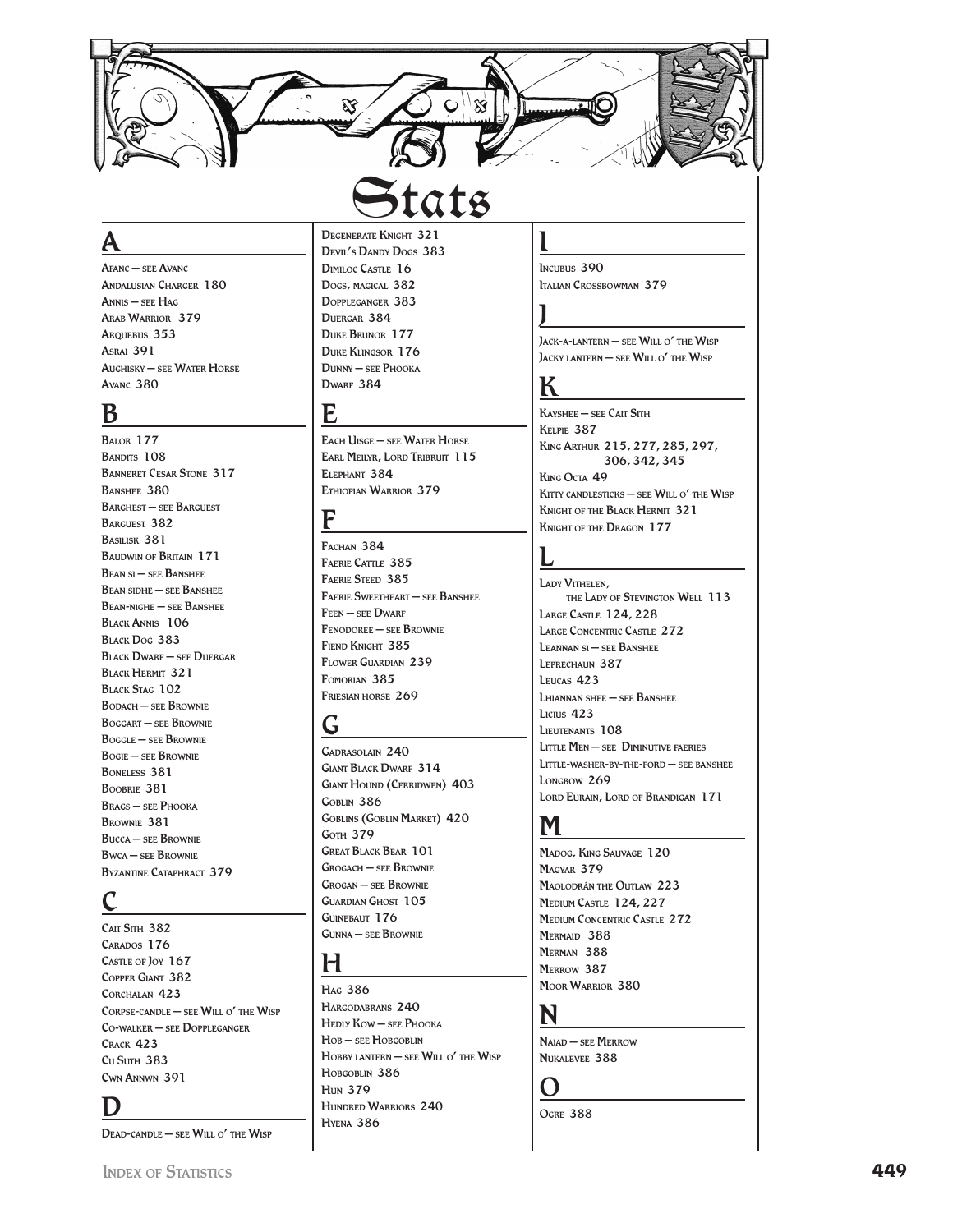# Stats

## A

Afanc — see Avanc
Andalusian Charger 180
Annis — see Hag
Arab Warrior 379
Arquebus 353
Asrai 391
Aughisky — see Water Horse
Avanc 380

## B

Balor 177
Bandits 108
Banneret Cesar Stone 317
Banshee 380
Barghest — see Barguest
Barguest 382
Basilisk 381
Baudwin of Britain 171
Bean si — see Banshee
Bean sidhe — see Banshee
Bean-nighe — see Banshee
Black Annis 106
Black Dog 383
Black Dwarf — see Duergar
Black Hermit 321
Black Stag 102
Bodach — see Brownie
Boggart — see Brownie
Boggle — see Brownie
Bogie — see Brownie
Boneless 381
Boobrie 381
Brags — see Phooka
Brownie 381
Bucca — see Brownie
Bwca — see Brownie
Byzantine Cataphract 379

## C

Cait Sith 382
Carados 176
Castle of Joy 167
Copper Giant 382
Corchalan 423
Corpse-candle — see Will o' the Wisp
Co-walker — see Dopplegänger
Crack 423
Cu Suth 383
Cwn Annwn 391

## D

Dead-candle — see Will o' the Wisp
Degenerate Knight 321
Devil's Dandy Dogs 383
Dimiloc Castle 16
Dogs, magical 382
Dopplegänger 383
Duergar 384
Duke Brunor 177
Duke Klingsor 176
Dunny — see Phooka
Dwarf 384

## E

Each Uisge — see Water Horse
Earl Meilyr, Lord Tribruit 115
Elephant 384
Ethiopian Warrior 379

## F

Fachan 384
Faerie Cattle 385
Faerie Steed 385
Faerie Sweetheart — see Banshee
Feen — see Dwarf
Fenodoree — see Brownie
Fiend Knight 385
Flower Guardian 239
Fomorian 385
Friesian horse 269

## G

Gadrasolain 240
Giant Black Dwarf 314
Giant Hound (Cerridwen) 403
Goblin 386
Goblins (Goblin Market) 420
Goth 379
Great Black Bear 101
Grogach — see Brownie
Grogan — see Brownie
Guardian Ghost 105
Guinebaut 176
Gunna — see Brownie

## H

Hag 386
Hargodabrans 240
Hedly Kow — see Phooka
Hob — see Hobgoblin
Hobby lantern — see Will o' the Wisp
Hobgoblin 386
Hun 379
Hundred Warriors 240
Hyena 386

## I

Incubus 390
Italian Crossbowman 379

## J

Jack-a-lantern — see Will o' the Wisp
Jacky lantern — see Will o' the Wisp

## K

Kayshee — see Cait Sith
Kelpie 387
King Arthur 215, 277, 285, 297, 306, 342, 345
King Octa 49
Kitty candlesticks — see Will o' the Wisp
Knight of the Black Hermit 321
Knight of the Dragon 177

## L

Lady Vithelen, the Lady of Stevington Well 113
Large Castle 124, 228
Large Concentric Castle 272
Leannan si — see Banshee
Leprechaun 387
Leucas 423
Lhiannan shee — see Banshee
Licius 423
Lieutenants 108
Little Men — see Diminutive faeries
Little-washer-by-the-ford — see banshee
Longbow 269
Lord Eurain, Lord of Brandigan 171

## M

Madog, King Sauvage 120
Magyar 379
Maolodrán the Outlaw 223
Medium Castle 124, 227
Medium Concentric Castle 272
Mermaid 388
Merman 388
Merrow 387
Moor Warrior 380

## N

Naiad — see Merrow
Nukalevee 388

## O

Ogre 388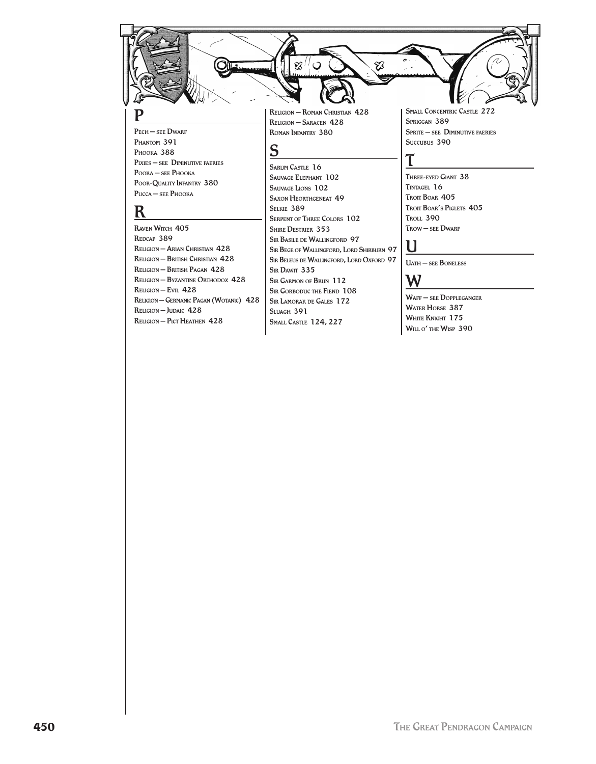## P

Pech — see Dwarf
Phantom 391
Phooka 388
Pixies — see Diminutive faeries
Pooka — see Phooka
Poor-Quality Infantry 380
Pucca — see Phooka

## R

Raven Witch 405
Redcap 389
Religion — Arian Christian 428
Religion — British Christian 428
Religion — British Pagan 428
Religion — Byzantine Orthodox 428
Religion — Evil 428
Religion — Germanic Pagan (Wotanic) 428
Religion — Judaic 428
Religion — Pict Heathen 428
Religion — Roman Christian 428
Religion — Saracen 428
Roman Infantry 380

## S

Sarum Castle 16
Sauvage Elephant 102
Sauvage Lions 102
Saxon Heorthgeneat 49
Selkie 389
Serpent of Three Colors 102
Shire Destrier 353
Sir Basile de Wallingford 97
Sir Bege of Wallingford, Lord Shirburn 97
Sir Beleus de Wallingford, Lord Oxford 97
Sir Dawit 335
Sir Garmon of Brun 112
Sir Gorboduc the Fiend 108
Sir Lamorak de Gales 172
Sluagh 391
Small Castle 124, 227
Small Concentric Castle 272
Spriggan 389
Sprite — see Diminutive faeries
Succubus 390

## T

Three-eyed Giant 38
Tintagel 16
Troit Boar 405
Troit Boar's Piglets 405
Troll 390
Trow — see Dwarf

## U

Uath — see Boneless

## W

Waff — see Doppleganger
Water Horse 387
White Knight 175
Will o' the Wisp 390